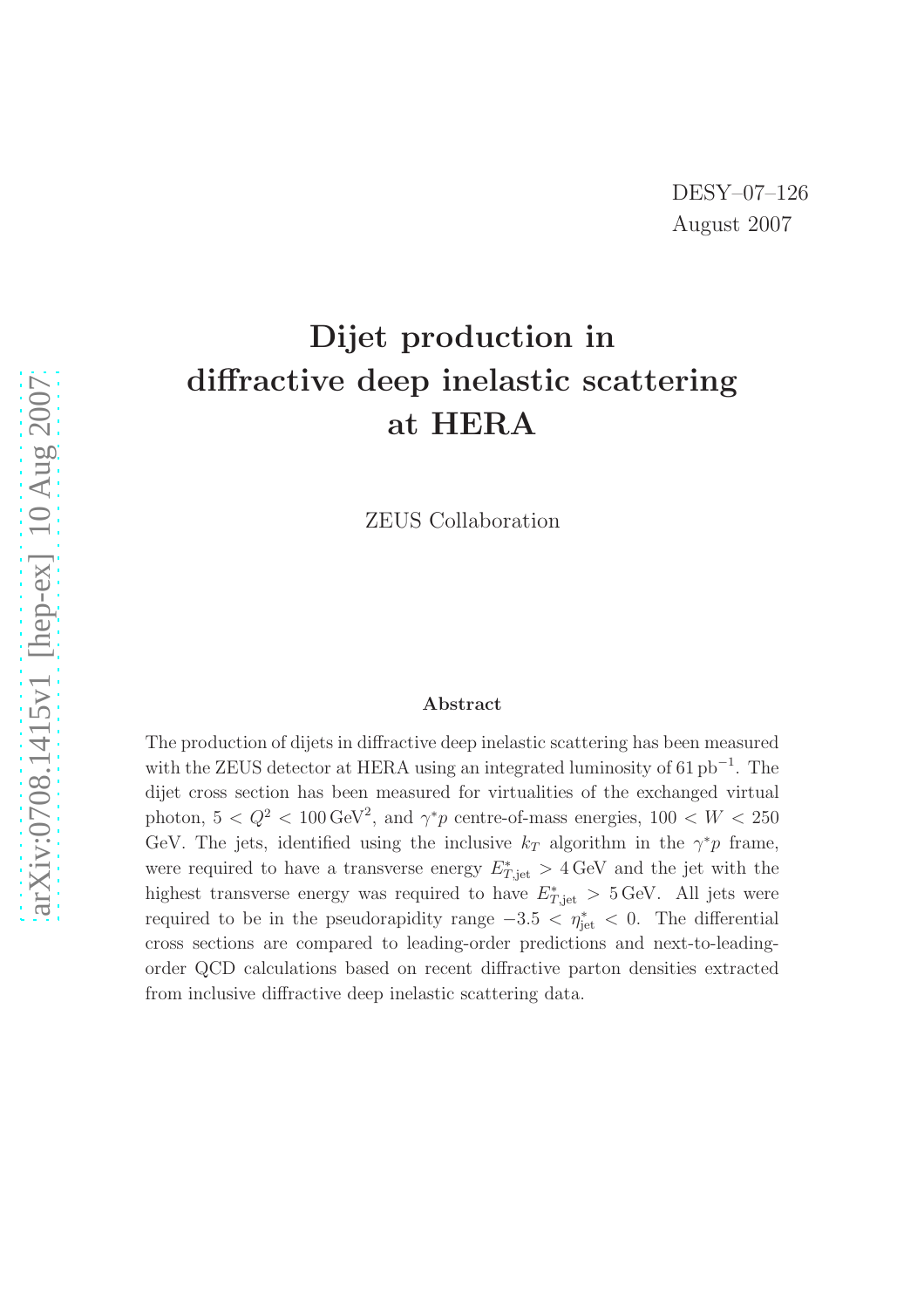DESY–07–126
August 2007

# Dijet production in diffractive deep inelastic scattering at HERA

ZEUS Collaboration

### Abstract

The production of dijets in diffractive deep inelastic scattering has been measured with the ZEUS detector at HERA using an integrated luminosity of $61\,\text{pb}^{-1}$. The dijet cross section has been measured for virtualities of the exchanged virtual photon, $5 < Q^2 < 100\,\text{GeV}^2$, and $\gamma^* p$ centre-of-mass energies, $100 < W < 250$ GeV. The jets, identified using the inclusive $k_T$ algorithm in the $\gamma^* p$ frame, were required to have a transverse energy $E^*_{T,\text{jet}} > 4\,\text{GeV}$ and the jet with the highest transverse energy was required to have $E^*_{T,\text{jet}} > 5\,\text{GeV}$. All jets were required to be in the pseudorapidity range $-3.5 < \eta^*_{\text{jet}} < 0$. The differential cross sections are compared to leading-order predictions and next-to-leading-order QCD calculations based on recent diffractive parton densities extracted from inclusive diffractive deep inelastic scattering data.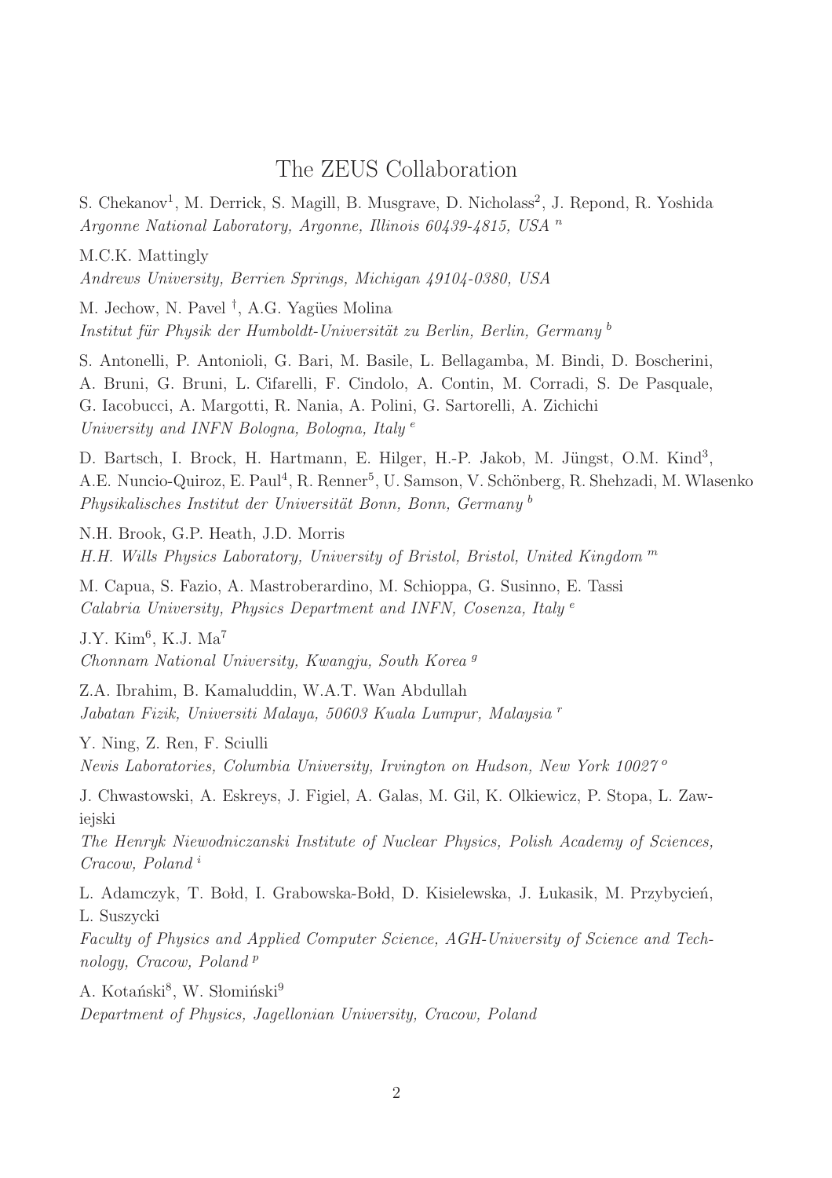# The ZEUS Collaboration

S. Chekanov[1], M. Derrick, S. Magill, B. Musgrave, D. Nicholass[2], J. Repond, R. Yoshida
*Argonne National Laboratory, Argonne, Illinois 60439-4815, USA* [n]

M.C.K. Mattingly
*Andrews University, Berrien Springs, Michigan 49104-0380, USA*

M. Jechow, N. Pavel [†], A.G. Yagües Molina
*Institut für Physik der Humboldt-Universität zu Berlin, Berlin, Germany* [b]

S. Antonelli, P. Antonioli, G. Bari, M. Basile, L. Bellagamba, M. Bindi, D. Boscherini, A. Bruni, G. Bruni, L. Cifarelli, F. Cindolo, A. Contin, M. Corradi, S. De Pasquale, G. Iacobucci, A. Margotti, R. Nania, A. Polini, G. Sartorelli, A. Zichichi
*University and INFN Bologna, Bologna, Italy* [e]

D. Bartsch, I. Brock, H. Hartmann, E. Hilger, H.-P. Jakob, M. Jüngst, O.M. Kind[3], A.E. Nuncio-Quiroz, E. Paul[4], R. Renner[5], U. Samson, V. Schönberg, R. Shehzadi, M. Wlasenko
*Physikalisches Institut der Universität Bonn, Bonn, Germany* [b]

N.H. Brook, G.P. Heath, J.D. Morris
*H.H. Wills Physics Laboratory, University of Bristol, Bristol, United Kingdom* [m]

M. Capua, S. Fazio, A. Mastroberardino, M. Schioppa, G. Susinno, E. Tassi
*Calabria University, Physics Department and INFN, Cosenza, Italy* [e]

J.Y. Kim[6], K.J. Ma[7]
*Chonnam National University, Kwangju, South Korea* [g]

Z.A. Ibrahim, B. Kamaluddin, W.A.T. Wan Abdullah
*Jabatan Fizik, Universiti Malaya, 50603 Kuala Lumpur, Malaysia* [r]

Y. Ning, Z. Ren, F. Sciulli
*Nevis Laboratories, Columbia University, Irvington on Hudson, New York 10027* [o]

J. Chwastowski, A. Eskreys, J. Figiel, A. Galas, M. Gil, K. Olkiewicz, P. Stopa, L. Zawiejski
*The Henryk Niewodniczanski Institute of Nuclear Physics, Polish Academy of Sciences, Cracow, Poland* [i]

L. Adamczyk, T. Bołd, I. Grabowska-Bołd, D. Kisielewska, J. Łukasik, M. Przybycień, L. Suszycki
*Faculty of Physics and Applied Computer Science, AGH-University of Science and Technology, Cracow, Poland* [p]

A. Kotański[8], W. Słomiński[9]
*Department of Physics, Jagellonian University, Cracow, Poland*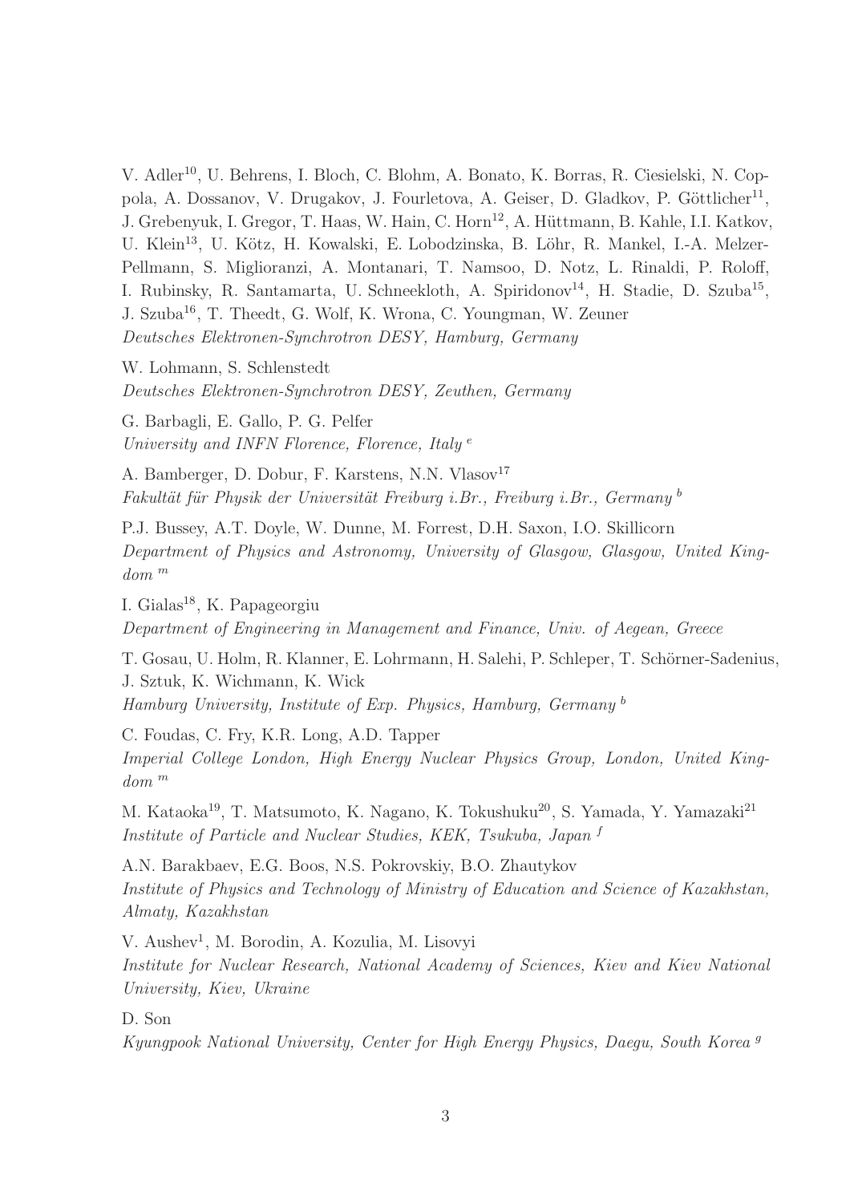V. Adler[10], U. Behrens, I. Bloch, C. Blohm, A. Bonato, K. Borras, R. Ciesielski, N. Coppola, A. Dossanov, V. Drugakov, J. Fourletova, A. Geiser, D. Gladkov, P. Göttlicher[11], J. Grebenyuk, I. Gregor, T. Haas, W. Hain, C. Horn[12], A. Hüttmann, B. Kahle, I.I. Katkov, U. Klein[13], U. Kötz, H. Kowalski, E. Lobodzinska, B. Löhr, R. Mankel, I.-A. Melzer-Pellmann, S. Miglioranzi, A. Montanari, T. Namsoo, D. Notz, L. Rinaldi, P. Roloff, I. Rubinsky, R. Santamarta, U. Schneekloth, A. Spiridonov[14], H. Stadie, D. Szuba[15], J. Szuba[16], T. Theedt, G. Wolf, K. Wrona, C. Youngman, W. Zeuner
*Deutsches Elektronen-Synchrotron DESY, Hamburg, Germany*

W. Lohmann, S. Schlenstedt
*Deutsches Elektronen-Synchrotron DESY, Zeuthen, Germany*

G. Barbagli, E. Gallo, P. G. Pelfer
*University and INFN Florence, Florence, Italy* [e]

A. Bamberger, D. Dobur, F. Karstens, N.N. Vlasov[17]
*Fakultät für Physik der Universität Freiburg i.Br., Freiburg i.Br., Germany* [b]

P.J. Bussey, A.T. Doyle, W. Dunne, M. Forrest, D.H. Saxon, I.O. Skillicorn
*Department of Physics and Astronomy, University of Glasgow, Glasgow, United Kingdom* [m]

I. Gialas[18], K. Papageorgiu
*Department of Engineering in Management and Finance, Univ. of Aegean, Greece*

T. Gosau, U. Holm, R. Klanner, E. Lohrmann, H. Salehi, P. Schleper, T. Schörner-Sadenius, J. Sztuk, K. Wichmann, K. Wick
*Hamburg University, Institute of Exp. Physics, Hamburg, Germany* [b]

C. Foudas, C. Fry, K.R. Long, A.D. Tapper
*Imperial College London, High Energy Nuclear Physics Group, London, United Kingdom* [m]

M. Kataoka[19], T. Matsumoto, K. Nagano, K. Tokushuku[20], S. Yamada, Y. Yamazaki[21]
*Institute of Particle and Nuclear Studies, KEK, Tsukuba, Japan* [f]

A.N. Barakbaev, E.G. Boos, N.S. Pokrovskiy, B.O. Zhautykov
*Institute of Physics and Technology of Ministry of Education and Science of Kazakhstan, Almaty, Kazakhstan*

V. Aushev[1], M. Borodin, A. Kozulia, M. Lisovyi
*Institute for Nuclear Research, National Academy of Sciences, Kiev and Kiev National University, Kiev, Ukraine*

D. Son
*Kyungpook National University, Center for High Energy Physics, Daegu, South Korea* [g]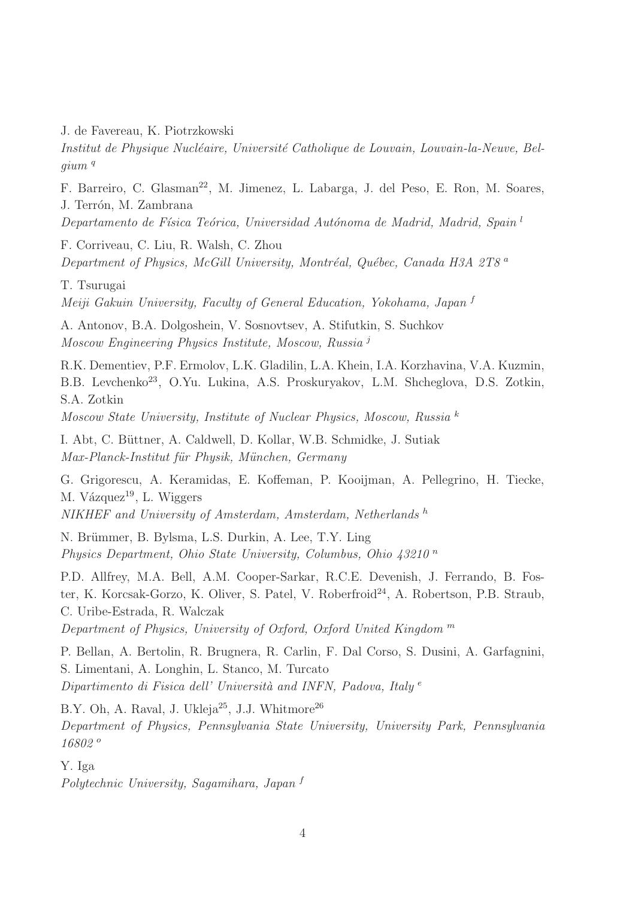J. de Favereau, K. Piotrzkowski

*Institut de Physique Nucléaire, Université Catholique de Louvain, Louvain-la-Neuve, Belgium* [q]

F. Barreiro, C. Glasman[22], M. Jimenez, L. Labarga, J. del Peso, E. Ron, M. Soares, J. Terrón, M. Zambrana

*Departamento de Física Teórica, Universidad Autónoma de Madrid, Madrid, Spain* [l]

F. Corriveau, C. Liu, R. Walsh, C. Zhou

*Department of Physics, McGill University, Montréal, Québec, Canada H3A 2T8* [a]

T. Tsurugai

*Meiji Gakuin University, Faculty of General Education, Yokohama, Japan* [f]

A. Antonov, B.A. Dolgoshein, V. Sosnovtsev, A. Stifutkin, S. Suchkov

*Moscow Engineering Physics Institute, Moscow, Russia* [j]

R.K. Dementiev, P.F. Ermolov, L.K. Gladilin, L.A. Khein, I.A. Korzhavina, V.A. Kuzmin, B.B. Levchenko[23], O.Yu. Lukina, A.S. Proskuryakov, L.M. Shcheglova, D.S. Zotkin, S.A. Zotkin

*Moscow State University, Institute of Nuclear Physics, Moscow, Russia* [k]

I. Abt, C. Büttner, A. Caldwell, D. Kollar, W.B. Schmidke, J. Sutiak

*Max-Planck-Institut für Physik, München, Germany*

G. Grigorescu, A. Keramidas, E. Koffeman, P. Kooijman, A. Pellegrino, H. Tiecke, M. Vázquez[19], L. Wiggers

*NIKHEF and University of Amsterdam, Amsterdam, Netherlands* [h]

N. Brümmer, B. Bylsma, L.S. Durkin, A. Lee, T.Y. Ling

*Physics Department, Ohio State University, Columbus, Ohio 43210* [n]

P.D. Allfrey, M.A. Bell, A.M. Cooper-Sarkar, R.C.E. Devenish, J. Ferrando, B. Foster, K. Korcsak-Gorzo, K. Oliver, S. Patel, V. Roberfroid[24], A. Robertson, P.B. Straub, C. Uribe-Estrada, R. Walczak

*Department of Physics, University of Oxford, Oxford United Kingdom* [m]

P. Bellan, A. Bertolin, R. Brugnera, R. Carlin, F. Dal Corso, S. Dusini, A. Garfagnini, S. Limentani, A. Longhin, L. Stanco, M. Turcato

*Dipartimento di Fisica dell' Università and INFN, Padova, Italy* [e]

B.Y. Oh, A. Raval, J. Ukleja[25], J.J. Whitmore[26]

*Department of Physics, Pennsylvania State University, University Park, Pennsylvania 16802* [o]

Y. Iga

*Polytechnic University, Sagamihara, Japan* [f]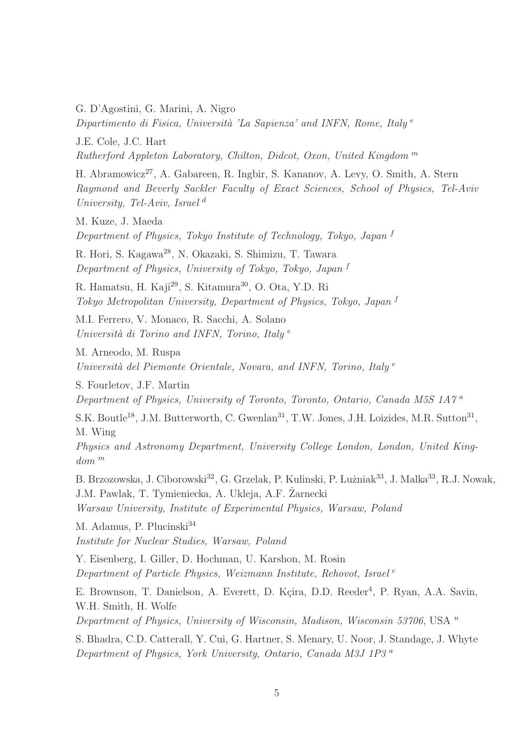G. D'Agostini, G. Marini, A. Nigro
*Dipartimento di Fisica, Università 'La Sapienza' and INFN, Rome, Italy* [e]

J.E. Cole, J.C. Hart
*Rutherford Appleton Laboratory, Chilton, Didcot, Oxon, United Kingdom* [m]

H. Abramowicz[27], A. Gabareen, R. Ingbir, S. Kananov, A. Levy, O. Smith, A. Stern
*Raymond and Beverly Sackler Faculty of Exact Sciences, School of Physics, Tel-Aviv University, Tel-Aviv, Israel* [d]

M. Kuze, J. Maeda
*Department of Physics, Tokyo Institute of Technology, Tokyo, Japan* [f]

R. Hori, S. Kagawa[28], N. Okazaki, S. Shimizu, T. Tawara
*Department of Physics, University of Tokyo, Tokyo, Japan* [f]

R. Hamatsu, H. Kaji[29], S. Kitamura[30], O. Ota, Y.D. Ri
*Tokyo Metropolitan University, Department of Physics, Tokyo, Japan* [f]

M.I. Ferrero, V. Monaco, R. Sacchi, A. Solano
*Università di Torino and INFN, Torino, Italy* [e]

M. Arneodo, M. Ruspa
*Università del Piemonte Orientale, Novara, and INFN, Torino, Italy* [e]

S. Fourletov, J.F. Martin
*Department of Physics, University of Toronto, Toronto, Ontario, Canada M5S 1A7* [a]

S.K. Boutle[18], J.M. Butterworth, C. Gwenlan[31], T.W. Jones, J.H. Loizides, M.R. Sutton[31], M. Wing
*Physics and Astronomy Department, University College London, London, United Kingdom* [m]

B. Brzozowska, J. Ciborowski[32], G. Grzelak, P. Kulinski, P. Łużniak[33], J. Malka[33], R.J. Nowak, J.M. Pawlak, T. Tymieniecka, A. Ukleja, A.F. Żarnecki
*Warsaw University, Institute of Experimental Physics, Warsaw, Poland*

M. Adamus, P. Plucinski[34]
*Institute for Nuclear Studies, Warsaw, Poland*

Y. Eisenberg, I. Giller, D. Hochman, U. Karshon, M. Rosin
*Department of Particle Physics, Weizmann Institute, Rehovot, Israel* [c]

E. Brownson, T. Danielson, A. Everett, D. Kçira, D.D. Reeder[4], P. Ryan, A.A. Savin, W.H. Smith, H. Wolfe
*Department of Physics, University of Wisconsin, Madison, Wisconsin 53706*, USA [n]

S. Bhadra, C.D. Catterall, Y. Cui, G. Hartner, S. Menary, U. Noor, J. Standage, J. Whyte
*Department of Physics, York University, Ontario, Canada M3J 1P3* [a]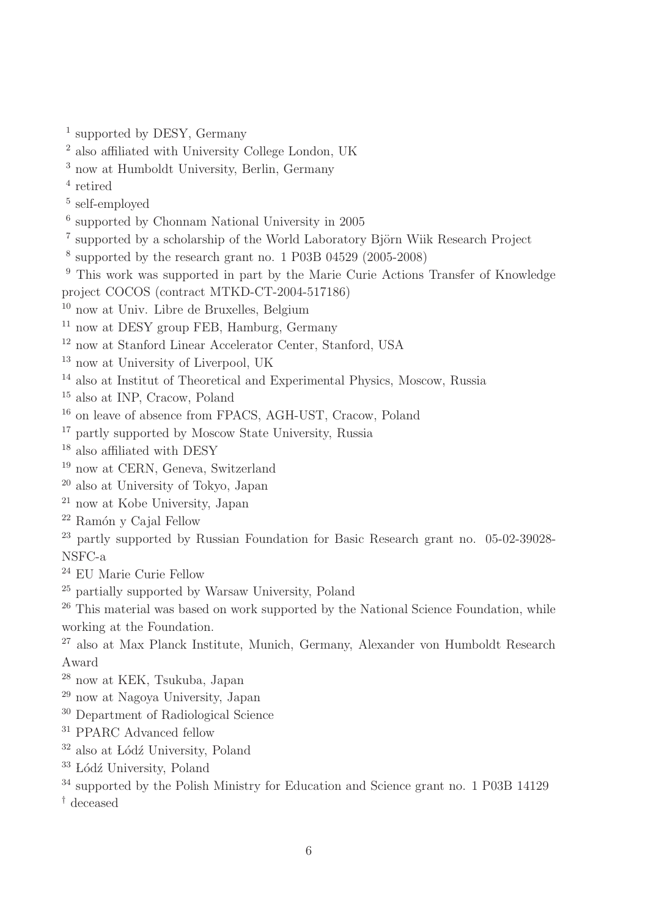[1] supported by DESY, Germany

[2] also affiliated with University College London, UK

[3] now at Humboldt University, Berlin, Germany

[4] retired

[5] self-employed

[6] supported by Chonnam National University in 2005

[7] supported by a scholarship of the World Laboratory Björn Wiik Research Project

[8] supported by the research grant no. 1 P03B 04529 (2005-2008)

[9] This work was supported in part by the Marie Curie Actions Transfer of Knowledge project COCOS (contract MTKD-CT-2004-517186)

[10] now at Univ. Libre de Bruxelles, Belgium

[11] now at DESY group FEB, Hamburg, Germany

[12] now at Stanford Linear Accelerator Center, Stanford, USA

[13] now at University of Liverpool, UK

[14] also at Institut of Theoretical and Experimental Physics, Moscow, Russia

[15] also at INP, Cracow, Poland

[16] on leave of absence from FPACS, AGH-UST, Cracow, Poland

[17] partly supported by Moscow State University, Russia

[18] also affiliated with DESY

[19] now at CERN, Geneva, Switzerland

[20] also at University of Tokyo, Japan

[21] now at Kobe University, Japan

[22] Ramón y Cajal Fellow

[23] partly supported by Russian Foundation for Basic Research grant no. 05-02-39028-NSFC-a

[24] EU Marie Curie Fellow

[25] partially supported by Warsaw University, Poland

[26] This material was based on work supported by the National Science Foundation, while working at the Foundation.

[27] also at Max Planck Institute, Munich, Germany, Alexander von Humboldt Research Award

[28] now at KEK, Tsukuba, Japan

[29] now at Nagoya University, Japan

[30] Department of Radiological Science

[31] PPARC Advanced fellow

[32] also at Łódź University, Poland

[33] Łódź University, Poland

[34] supported by the Polish Ministry for Education and Science grant no. 1 P03B 14129

[†] deceased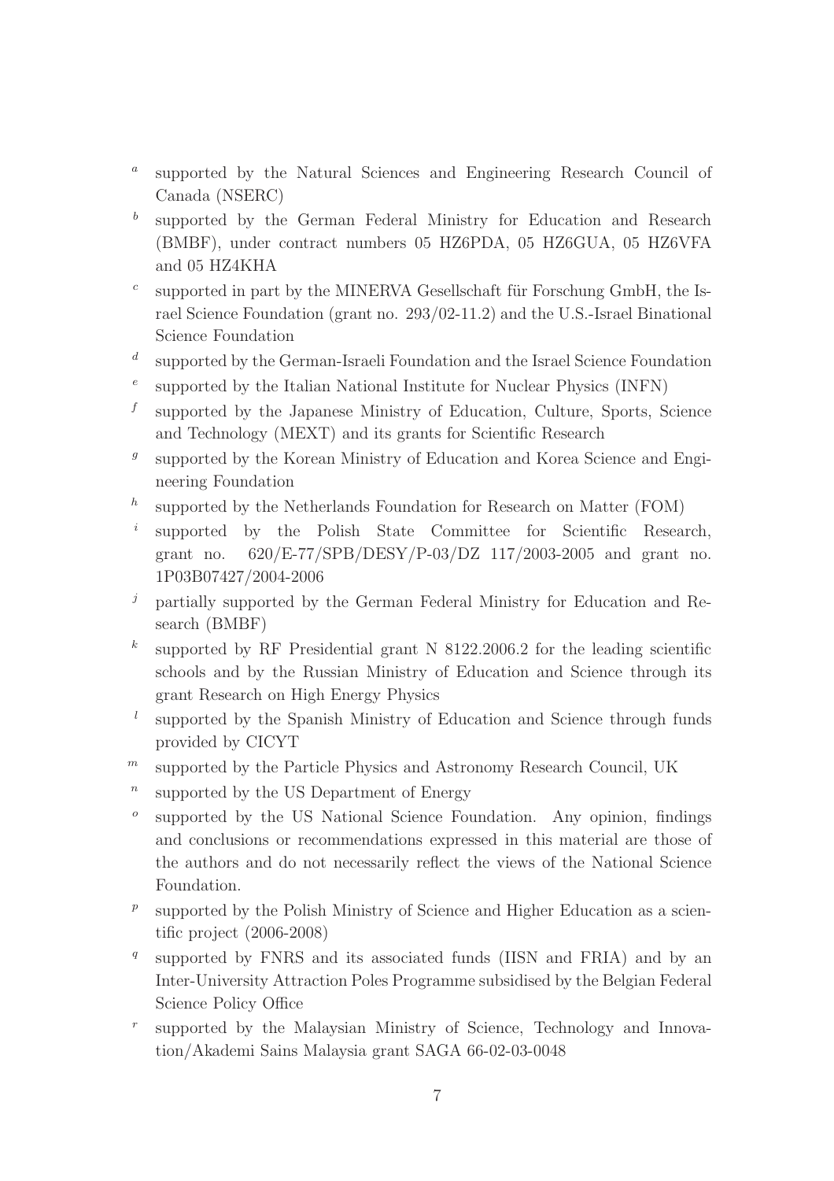[a] supported by the Natural Sciences and Engineering Research Council of Canada (NSERC)

[b] supported by the German Federal Ministry for Education and Research (BMBF), under contract numbers 05 HZ6PDA, 05 HZ6GUA, 05 HZ6VFA and 05 HZ4KHA

[c] supported in part by the MINERVA Gesellschaft für Forschung GmbH, the Israel Science Foundation (grant no. 293/02-11.2) and the U.S.-Israel Binational Science Foundation

[d] supported by the German-Israeli Foundation and the Israel Science Foundation

[e] supported by the Italian National Institute for Nuclear Physics (INFN)

[f] supported by the Japanese Ministry of Education, Culture, Sports, Science and Technology (MEXT) and its grants for Scientific Research

[g] supported by the Korean Ministry of Education and Korea Science and Engineering Foundation

[h] supported by the Netherlands Foundation for Research on Matter (FOM)

[i] supported by the Polish State Committee for Scientific Research, grant no. 620/E-77/SPB/DESY/P-03/DZ 117/2003-2005 and grant no. 1P03B07427/2004-2006

[j] partially supported by the German Federal Ministry for Education and Research (BMBF)

[k] supported by RF Presidential grant N 8122.2006.2 for the leading scientific schools and by the Russian Ministry of Education and Science through its grant Research on High Energy Physics

[l] supported by the Spanish Ministry of Education and Science through funds provided by CICYT

[m] supported by the Particle Physics and Astronomy Research Council, UK

[n] supported by the US Department of Energy

[o] supported by the US National Science Foundation. Any opinion, findings and conclusions or recommendations expressed in this material are those of the authors and do not necessarily reflect the views of the National Science Foundation.

[p] supported by the Polish Ministry of Science and Higher Education as a scientific project (2006-2008)

[q] supported by FNRS and its associated funds (IISN and FRIA) and by an Inter-University Attraction Poles Programme subsidised by the Belgian Federal Science Policy Office

[r] supported by the Malaysian Ministry of Science, Technology and Innovation/Akademi Sains Malaysia grant SAGA 66-02-03-0048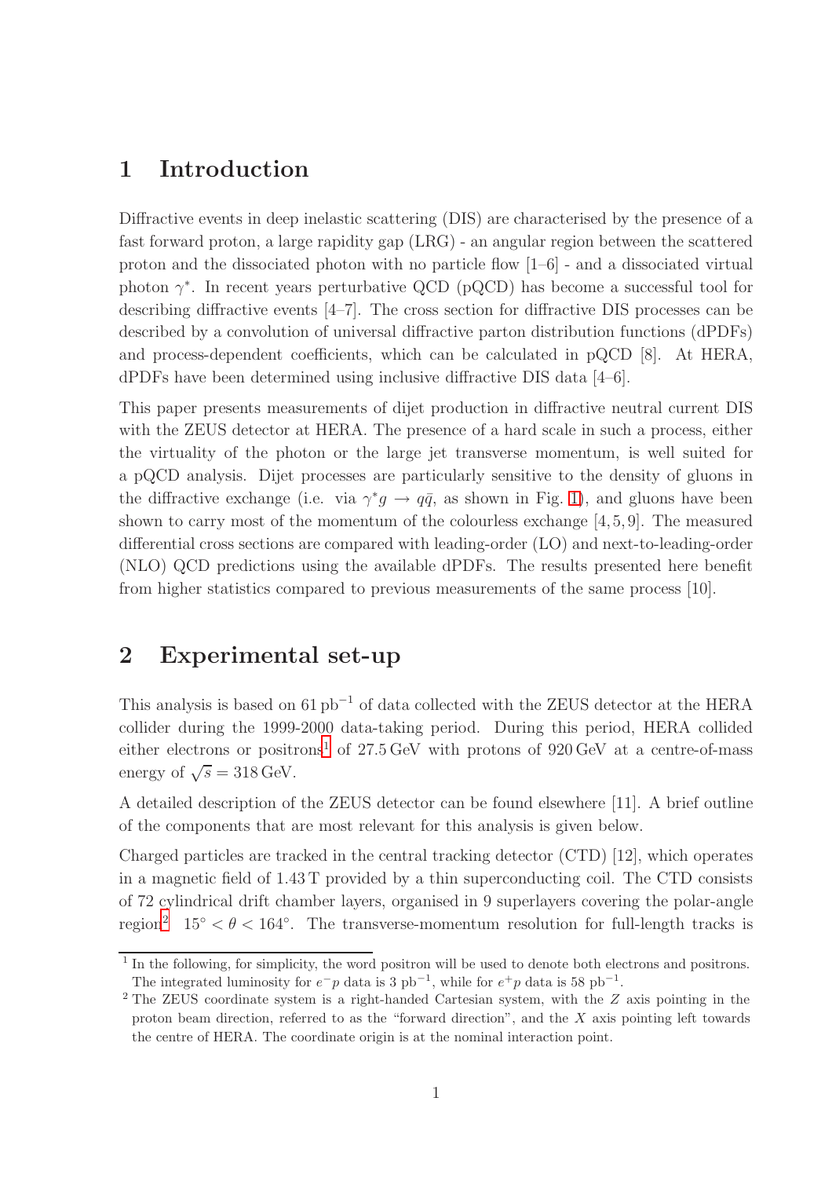# 1 Introduction

Diffractive events in deep inelastic scattering (DIS) are characterised by the presence of a fast forward proton, a large rapidity gap (LRG) - an angular region between the scattered proton and the dissociated photon with no particle flow [1–6] - and a dissociated virtual photon $\gamma^*$. In recent years perturbative QCD (pQCD) has become a successful tool for describing diffractive events [4–7]. The cross section for diffractive DIS processes can be described by a convolution of universal diffractive parton distribution functions (dPDFs) and process-dependent coefficients, which can be calculated in pQCD [8]. At HERA, dPDFs have been determined using inclusive diffractive DIS data [4–6].

This paper presents measurements of dijet production in diffractive neutral current DIS with the ZEUS detector at HERA. The presence of a hard scale in such a process, either the virtuality of the photon or the large jet transverse momentum, is well suited for a pQCD analysis. Dijet processes are particularly sensitive to the density of gluons in the diffractive exchange (i.e. via $\gamma^* g \rightarrow q\bar{q}$, as shown in Fig. 1), and gluons have been shown to carry most of the momentum of the colourless exchange [4,5,9]. The measured differential cross sections are compared with leading-order (LO) and next-to-leading-order (NLO) QCD predictions using the available dPDFs. The results presented here benefit from higher statistics compared to previous measurements of the same process [10].

# 2 Experimental set-up

This analysis is based on $61\,\text{pb}^{-1}$ of data collected with the ZEUS detector at the HERA collider during the 1999-2000 data-taking period. During this period, HERA collided either electrons or positrons[1] of $27.5\,\text{GeV}$ with protons of $920\,\text{GeV}$ at a centre-of-mass energy of $\sqrt{s} = 318\,\text{GeV}$.

A detailed description of the ZEUS detector can be found elsewhere [11]. A brief outline of the components that are most relevant for this analysis is given below.

Charged particles are tracked in the central tracking detector (CTD) [12], which operates in a magnetic field of $1.43\,\text{T}$ provided by a thin superconducting coil. The CTD consists of 72 cylindrical drift chamber layers, organised in 9 superlayers covering the polar-angle region[2] $15^\circ < \theta < 164^\circ$. The transverse-momentum resolution for full-length tracks is

---

[1] In the following, for simplicity, the word positron will be used to denote both electrons and positrons. The integrated luminosity for $e^- p$ data is 3 $\text{pb}^{-1}$, while for $e^+ p$ data is 58 $\text{pb}^{-1}$.

[2] The ZEUS coordinate system is a right-handed Cartesian system, with the $Z$ axis pointing in the proton beam direction, referred to as the "forward direction", and the $X$ axis pointing left towards the centre of HERA. The coordinate origin is at the nominal interaction point.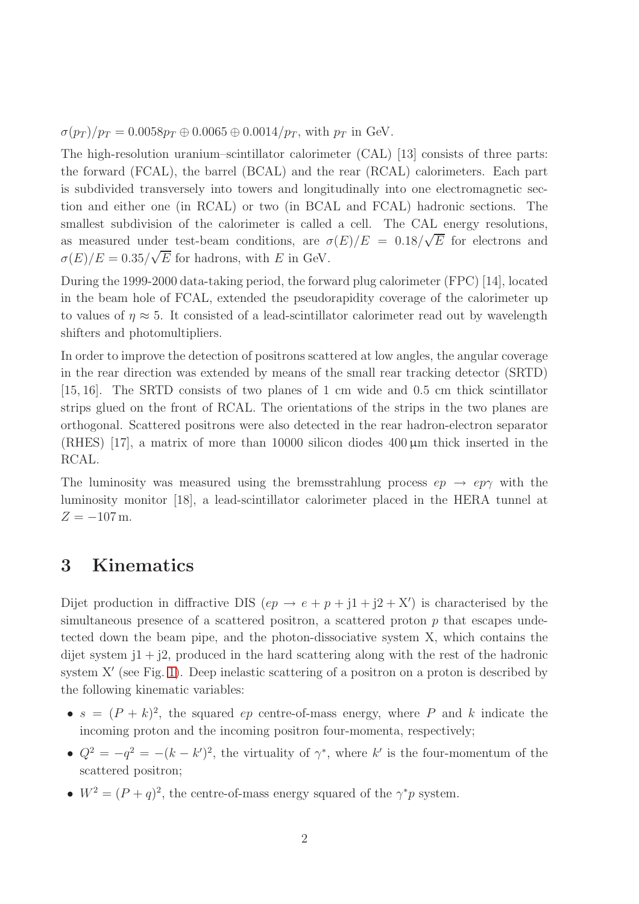$\sigma(p_T)/p_T = 0.0058 p_T \oplus 0.0065 \oplus 0.0014/p_T$, with $p_T$ in GeV.

The high-resolution uranium–scintillator calorimeter (CAL) [13] consists of three parts: the forward (FCAL), the barrel (BCAL) and the rear (RCAL) calorimeters. Each part is subdivided transversely into towers and longitudinally into one electromagnetic section and either one (in RCAL) or two (in BCAL and FCAL) hadronic sections. The smallest subdivision of the calorimeter is called a cell. The CAL energy resolutions, as measured under test-beam conditions, are $\sigma(E)/E = 0.18/\sqrt{E}$ for electrons and $\sigma(E)/E = 0.35/\sqrt{E}$ for hadrons, with $E$ in GeV.

During the 1999-2000 data-taking period, the forward plug calorimeter (FPC) [14], located in the beam hole of FCAL, extended the pseudorapidity coverage of the calorimeter up to values of $\eta \approx 5$. It consisted of a lead-scintillator calorimeter read out by wavelength shifters and photomultipliers.

In order to improve the detection of positrons scattered at low angles, the angular coverage in the rear direction was extended by means of the small rear tracking detector (SRTD) [15, 16]. The SRTD consists of two planes of 1 cm wide and 0.5 cm thick scintillator strips glued on the front of RCAL. The orientations of the strips in the two planes are orthogonal. Scattered positrons were also detected in the rear hadron-electron separator (RHES) [17], a matrix of more than 10000 silicon diodes 400 µm thick inserted in the RCAL.

The luminosity was measured using the bremsstrahlung process $ep \rightarrow ep\gamma$ with the luminosity monitor [18], a lead-scintillator calorimeter placed in the HERA tunnel at $Z = -107$ m.

# 3 Kinematics

Dijet production in diffractive DIS ($ep \rightarrow e + p + \mathrm{j1} + \mathrm{j2} + \mathrm{X}'$) is characterised by the simultaneous presence of a scattered positron, a scattered proton $p$ that escapes undetected down the beam pipe, and the photon-dissociative system X, which contains the dijet system $\mathrm{j1} + \mathrm{j2}$, produced in the hard scattering along with the rest of the hadronic system $\mathrm{X}'$ (see Fig. 1). Deep inelastic scattering of a positron on a proton is described by the following kinematic variables:

- $s = (P + k)^2$, the squared $ep$ centre-of-mass energy, where $P$ and $k$ indicate the incoming proton and the incoming positron four-momenta, respectively;
- $Q^2 = -q^2 = -(k - k')^2$, the virtuality of $\gamma^*$, where $k'$ is the four-momentum of the scattered positron;
- $W^2 = (P + q)^2$, the centre-of-mass energy squared of the $\gamma^* p$ system.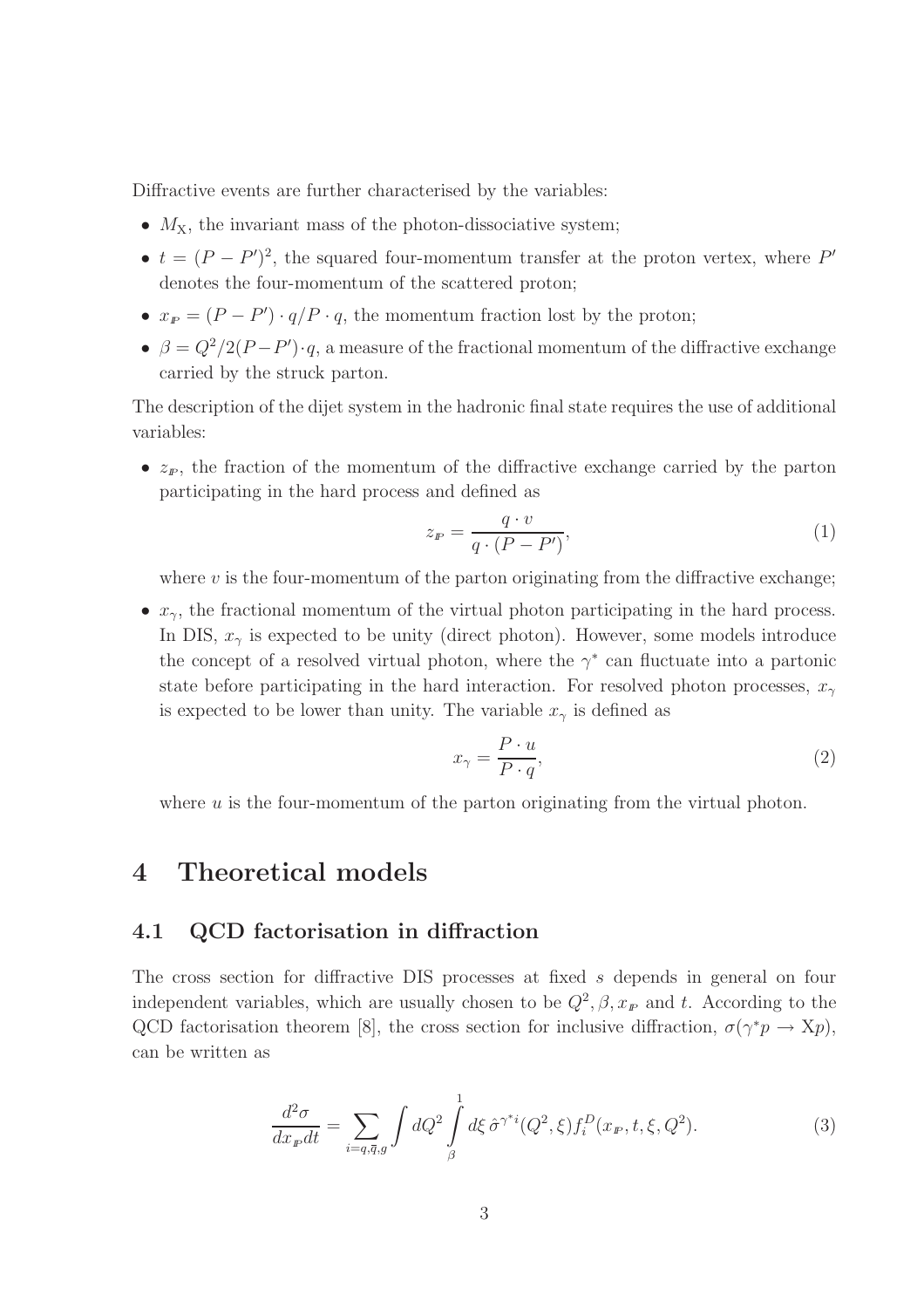Diffractive events are further characterised by the variables:

- $M_X$, the invariant mass of the photon-dissociative system;
- $t = (P - P')^2$, the squared four-momentum transfer at the proton vertex, where $P'$ denotes the four-momentum of the scattered proton;
- $x_{I\!P} = (P - P') \cdot q / P \cdot q$, the momentum fraction lost by the proton;
- $\beta = Q^2 / 2(P - P') \cdot q$, a measure of the fractional momentum of the diffractive exchange carried by the struck parton.

The description of the dijet system in the hadronic final state requires the use of additional variables:

- $z_{I\!P}$, the fraction of the momentum of the diffractive exchange carried by the parton participating in the hard process and defined as

$$z_{I\!P} = \frac{q \cdot v}{q \cdot (P - P')}, \tag{1}$$

  where $v$ is the four-momentum of the parton originating from the diffractive exchange;

- $x_\gamma$, the fractional momentum of the virtual photon participating in the hard process. In DIS, $x_\gamma$ is expected to be unity (direct photon). However, some models introduce the concept of a resolved virtual photon, where the $\gamma^*$ can fluctuate into a partonic state before participating in the hard interaction. For resolved photon processes, $x_\gamma$ is expected to be lower than unity. The variable $x_\gamma$ is defined as

$$x_\gamma = \frac{P \cdot u}{P \cdot q}, \tag{2}$$

  where $u$ is the four-momentum of the parton originating from the virtual photon.

# 4 Theoretical models

## 4.1 QCD factorisation in diffraction

The cross section for diffractive DIS processes at fixed $s$ depends in general on four independent variables, which are usually chosen to be $Q^2, \beta, x_{I\!P}$ and $t$. According to the QCD factorisation theorem [8], the cross section for inclusive diffraction, $\sigma(\gamma^* p \to \mathrm{X}p)$, can be written as

$$\frac{d^2\sigma}{dx_{I\!P}dt} = \sum_{i=q,\bar{q},g} \int dQ^2 \int_{\beta}^{1} d\xi \, \hat{\sigma}^{\gamma^* i}(Q^2, \xi) f_i^D(x_{I\!P}, t, \xi, Q^2). \tag{3}$$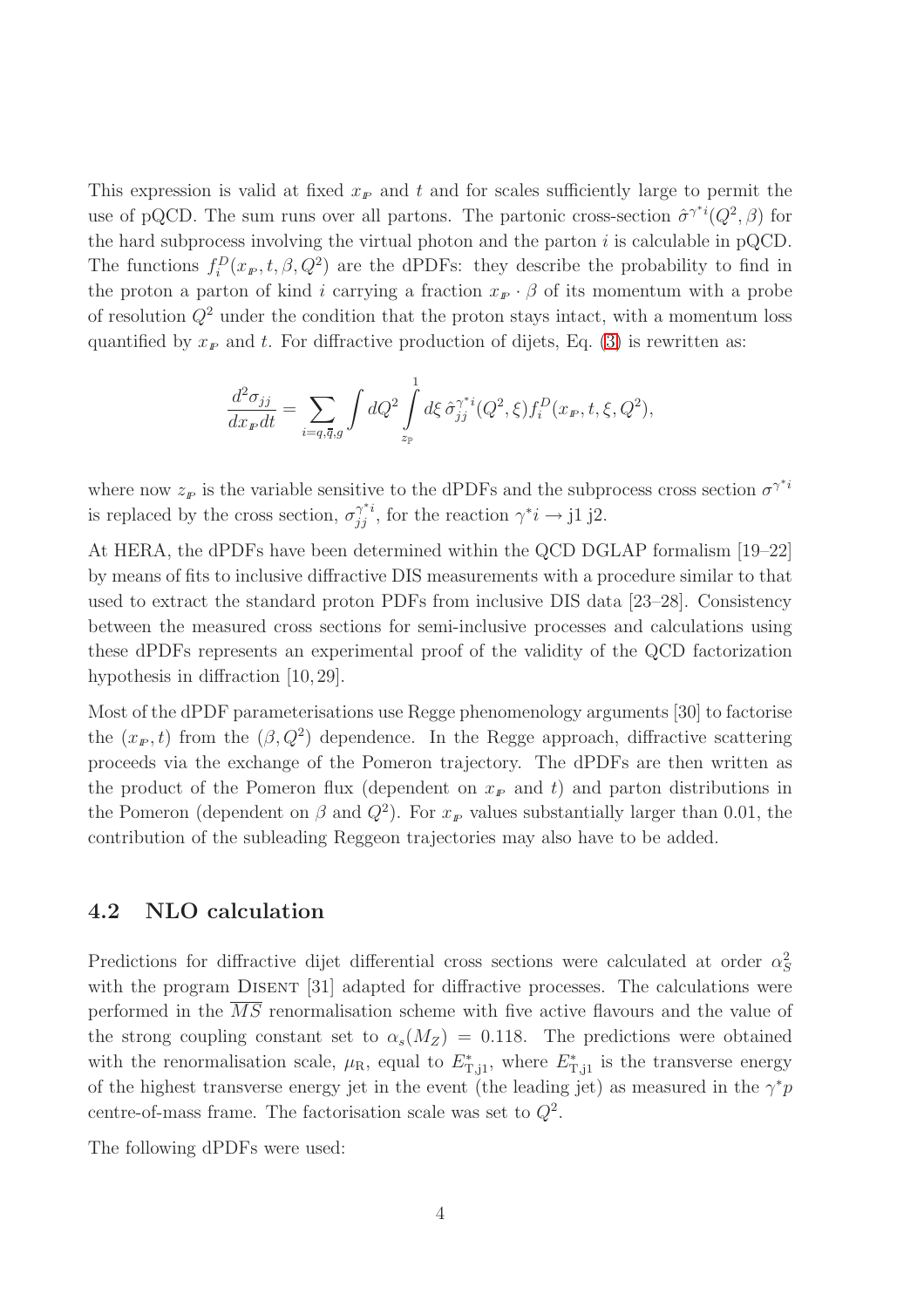This expression is valid at fixed $x_{\mathbb{P}}$ and $t$ and for scales sufficiently large to permit the use of pQCD. The sum runs over all partons. The partonic cross-section $\hat{\sigma}^{\gamma^* i}(Q^2, \beta)$ for the hard subprocess involving the virtual photon and the parton $i$ is calculable in pQCD. The functions $f_i^D(x_{\mathbb{P}}, t, \beta, Q^2)$ are the dPDFs: they describe the probability to find in the proton a parton of kind $i$ carrying a fraction $x_{\mathbb{P}} \cdot \beta$ of its momentum with a probe of resolution $Q^2$ under the condition that the proton stays intact, with a momentum loss quantified by $x_{\mathbb{P}}$ and $t$. For diffractive production of dijets, Eq. (3) is rewritten as:

$$\frac{d^2\sigma_{jj}}{dx_{\mathbb{P}}dt} = \sum_{i=q,\bar{q},g} \int dQ^2 \int_{z_{\mathbb{P}}}^{1} d\xi\, \hat{\sigma}_{jj}^{\gamma^* i}(Q^2, \xi) f_i^D(x_{\mathbb{P}}, t, \xi, Q^2),$$

where now $z_{\mathbb{P}}$ is the variable sensitive to the dPDFs and the subprocess cross section $\sigma^{\gamma^* i}$ is replaced by the cross section, $\sigma_{jj}^{\gamma^* i}$, for the reaction $\gamma^* i \rightarrow$ j1 j2.

At HERA, the dPDFs have been determined within the QCD DGLAP formalism [19–22] by means of fits to inclusive diffractive DIS measurements with a procedure similar to that used to extract the standard proton PDFs from inclusive DIS data [23–28]. Consistency between the measured cross sections for semi-inclusive processes and calculations using these dPDFs represents an experimental proof of the validity of the QCD factorization hypothesis in diffraction [10, 29].

Most of the dPDF parameterisations use Regge phenomenology arguments [30] to factorise the $(x_{\mathbb{P}}, t)$ from the $(\beta, Q^2)$ dependence. In the Regge approach, diffractive scattering proceeds via the exchange of the Pomeron trajectory. The dPDFs are then written as the product of the Pomeron flux (dependent on $x_{\mathbb{P}}$ and $t$) and parton distributions in the Pomeron (dependent on $\beta$ and $Q^2$). For $x_{\mathbb{P}}$ values substantially larger than 0.01, the contribution of the subleading Reggeon trajectories may also have to be added.

## 4.2 NLO calculation

Predictions for diffractive dijet differential cross sections were calculated at order $\alpha_S^2$ with the program DISENT [31] adapted for diffractive processes. The calculations were performed in the $\overline{MS}$ renormalisation scheme with five active flavours and the value of the strong coupling constant set to $\alpha_s(M_Z) = 0.118$. The predictions were obtained with the renormalisation scale, $\mu_{\mathrm{R}}$, equal to $E^*_{\mathrm{T,j1}}$, where $E^*_{\mathrm{T,j1}}$ is the transverse energy of the highest transverse energy jet in the event (the leading jet) as measured in the $\gamma^* p$ centre-of-mass frame. The factorisation scale was set to $Q^2$.

The following dPDFs were used: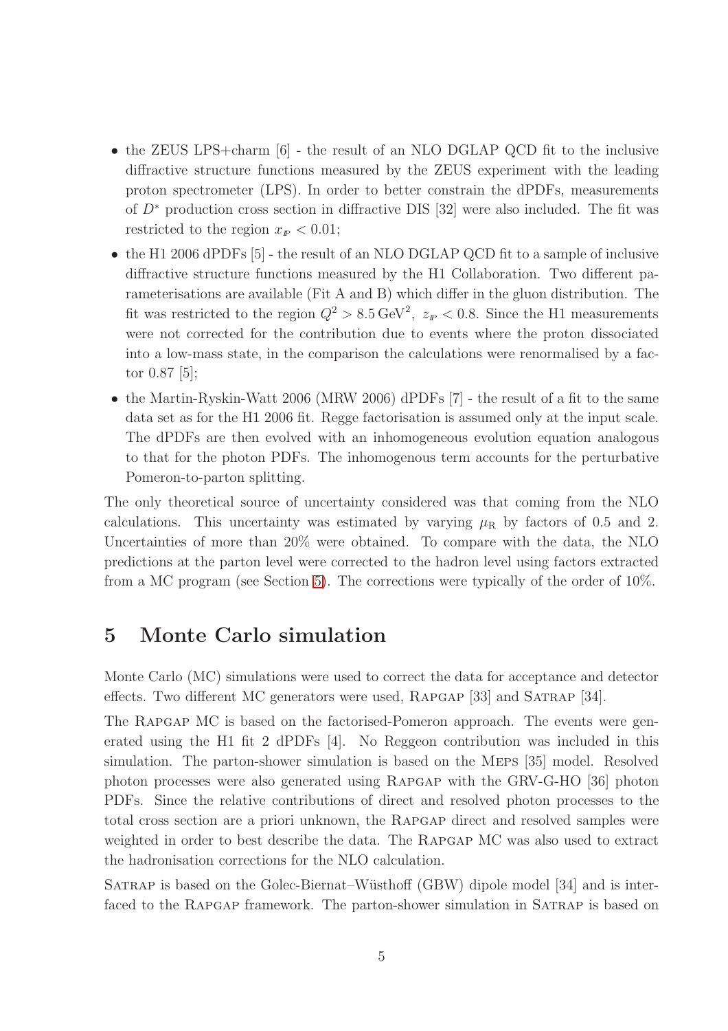- the ZEUS LPS+charm [6] - the result of an NLO DGLAP QCD fit to the inclusive diffractive structure functions measured by the ZEUS experiment with the leading proton spectrometer (LPS). In order to better constrain the dPDFs, measurements of $D^*$ production cross section in diffractive DIS [32] were also included. The fit was restricted to the region $x_{\mathbb{P}} < 0.01$;
- the H1 2006 dPDFs [5] - the result of an NLO DGLAP QCD fit to a sample of inclusive diffractive structure functions measured by the H1 Collaboration. Two different parameterisations are available (Fit A and B) which differ in the gluon distribution. The fit was restricted to the region $Q^2 > 8.5\,\text{GeV}^2$, $z_{\mathbb{P}} < 0.8$. Since the H1 measurements were not corrected for the contribution due to events where the proton dissociated into a low-mass state, in the comparison the calculations were renormalised by a factor 0.87 [5];
- the Martin-Ryskin-Watt 2006 (MRW 2006) dPDFs [7] - the result of a fit to the same data set as for the H1 2006 fit. Regge factorisation is assumed only at the input scale. The dPDFs are then evolved with an inhomogeneous evolution equation analogous to that for the photon PDFs. The inhomogenous term accounts for the perturbative Pomeron-to-parton splitting.

The only theoretical source of uncertainty considered was that coming from the NLO calculations. This uncertainty was estimated by varying $\mu_{\rm R}$ by factors of 0.5 and 2. Uncertainties of more than 20% were obtained. To compare with the data, the NLO predictions at the parton level were corrected to the hadron level using factors extracted from a MC program (see Section 5). The corrections were typically of the order of 10%.

# 5 Monte Carlo simulation

Monte Carlo (MC) simulations were used to correct the data for acceptance and detector effects. Two different MC generators were used, Rapgap [33] and Satrap [34].

The Rapgap MC is based on the factorised-Pomeron approach. The events were generated using the H1 fit 2 dPDFs [4]. No Reggeon contribution was included in this simulation. The parton-shower simulation is based on the Meps [35] model. Resolved photon processes were also generated using Rapgap with the GRV-G-HO [36] photon PDFs. Since the relative contributions of direct and resolved photon processes to the total cross section are a priori unknown, the Rapgap direct and resolved samples were weighted in order to best describe the data. The Rapgap MC was also used to extract the hadronisation corrections for the NLO calculation.

Satrap is based on the Golec-Biernat–Wüsthoff (GBW) dipole model [34] and is interfaced to the Rapgap framework. The parton-shower simulation in Satrap is based on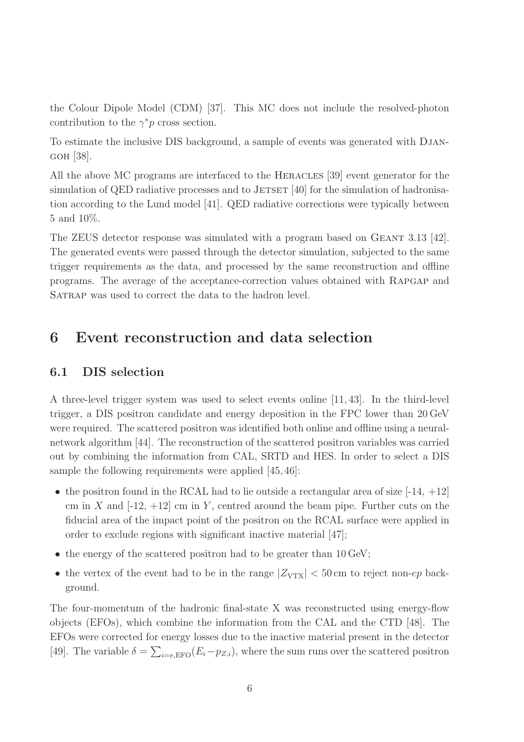the Colour Dipole Model (CDM) [37]. This MC does not include the resolved-photon contribution to the $\gamma^* p$ cross section.

To estimate the inclusive DIS background, a sample of events was generated with DJANGOH [38].

All the above MC programs are interfaced to the HERACLES [39] event generator for the simulation of QED radiative processes and to JETSET [40] for the simulation of hadronisation according to the Lund model [41]. QED radiative corrections were typically between 5 and 10%.

The ZEUS detector response was simulated with a program based on GEANT 3.13 [42]. The generated events were passed through the detector simulation, subjected to the same trigger requirements as the data, and processed by the same reconstruction and offline programs. The average of the acceptance-correction values obtained with RAPGAP and SATRAP was used to correct the data to the hadron level.

# 6 Event reconstruction and data selection

## 6.1 DIS selection

A three-level trigger system was used to select events online [11, 43]. In the third-level trigger, a DIS positron candidate and energy deposition in the FPC lower than 20 GeV were required. The scattered positron was identified both online and offline using a neural-network algorithm [44]. The reconstruction of the scattered positron variables was carried out by combining the information from CAL, SRTD and HES. In order to select a DIS sample the following requirements were applied [45, 46]:

- the positron found in the RCAL had to lie outside a rectangular area of size [-14, +12] cm in $X$ and [-12, +12] cm in $Y$, centred around the beam pipe. Further cuts on the fiducial area of the impact point of the positron on the RCAL surface were applied in order to exclude regions with significant inactive material [47];
- the energy of the scattered positron had to be greater than 10 GeV;
- the vertex of the event had to be in the range $|Z_{\rm VTX}| < 50$ cm to reject non-$ep$ background.

The four-momentum of the hadronic final-state X was reconstructed using energy-flow objects (EFOs), which combine the information from the CAL and the CTD [48]. The EFOs were corrected for energy losses due to the inactive material present in the detector [49]. The variable $\delta = \sum_{i=e,{\rm EFO}}(E_i - p_{Z,i})$, where the sum runs over the scattered positron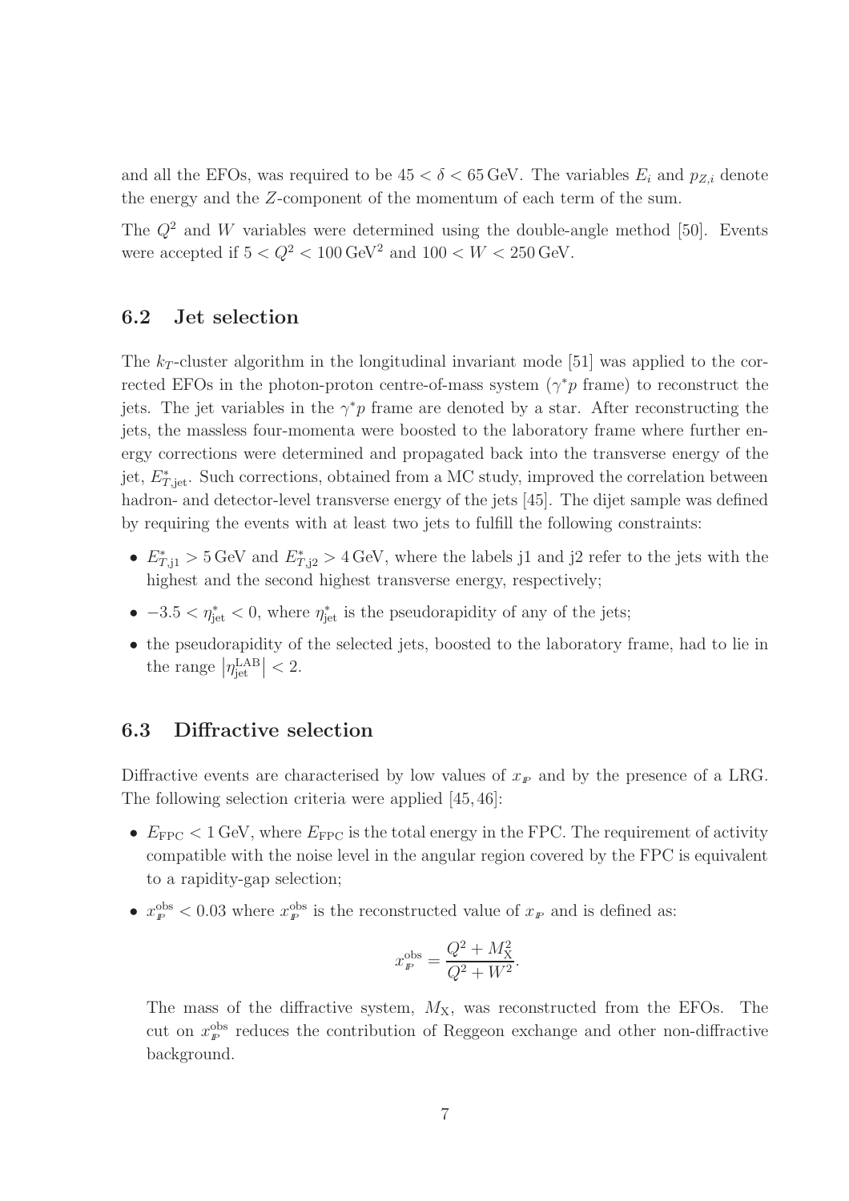and all the EFOs, was required to be $45 < \delta < 65\,\text{GeV}$. The variables $E_i$ and $p_{Z,i}$ denote the energy and the $Z$-component of the momentum of each term of the sum.

The $Q^2$ and $W$ variables were determined using the double-angle method [50]. Events were accepted if $5 < Q^2 < 100\,\text{GeV}^2$ and $100 < W < 250\,\text{GeV}$.

### 6.2 Jet selection

The $k_T$-cluster algorithm in the longitudinal invariant mode [51] was applied to the corrected EFOs in the photon-proton centre-of-mass system ($\gamma^* p$ frame) to reconstruct the jets. The jet variables in the $\gamma^* p$ frame are denoted by a star. After reconstructing the jets, the massless four-momenta were boosted to the laboratory frame where further energy corrections were determined and propagated back into the transverse energy of the jet, $E^*_{T,\text{jet}}$. Such corrections, obtained from a MC study, improved the correlation between hadron- and detector-level transverse energy of the jets [45]. The dijet sample was defined by requiring the events with at least two jets to fulfill the following constraints:

- $E^*_{T,\text{j1}} > 5\,\text{GeV}$ and $E^*_{T,\text{j2}} > 4\,\text{GeV}$, where the labels j1 and j2 refer to the jets with the highest and the second highest transverse energy, respectively;
- $-3.5 < \eta^*_{\text{jet}} < 0$, where $\eta^*_{\text{jet}}$ is the pseudorapidity of any of the jets;
- the pseudorapidity of the selected jets, boosted to the laboratory frame, had to lie in the range $\left|\eta^{\text{LAB}}_{\text{jet}}\right| < 2$.

### 6.3 Diffractive selection

Diffractive events are characterised by low values of $x_{I\!P}$ and by the presence of a LRG. The following selection criteria were applied [45, 46]:

- $E_{\text{FPC}} < 1\,\text{GeV}$, where $E_{\text{FPC}}$ is the total energy in the FPC. The requirement of activity compatible with the noise level in the angular region covered by the FPC is equivalent to a rapidity-gap selection;
- $x^{\text{obs}}_{I\!P} < 0.03$ where $x^{\text{obs}}_{I\!P}$ is the reconstructed value of $x_{I\!P}$ and is defined as:

$$x^{\text{obs}}_{I\!P} = \frac{Q^2 + M_{\text{X}}^2}{Q^2 + W^2}.$$

  The mass of the diffractive system, $M_{\text{X}}$, was reconstructed from the EFOs. The cut on $x^{\text{obs}}_{I\!P}$ reduces the contribution of Reggeon exchange and other non-diffractive background.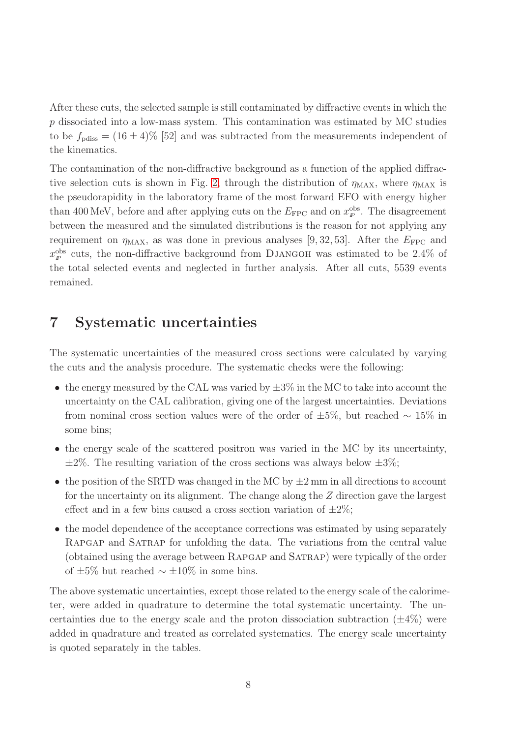After these cuts, the selected sample is still contaminated by diffractive events in which the $p$ dissociated into a low-mass system. This contamination was estimated by MC studies to be $f_{\rm pdiss} = (16 \pm 4)\%$ [52] and was subtracted from the measurements independent of the kinematics.

The contamination of the non-diffractive background as a function of the applied diffractive selection cuts is shown in Fig. 2, through the distribution of $\eta_{\rm MAX}$, where $\eta_{\rm MAX}$ is the pseudorapidity in the laboratory frame of the most forward EFO with energy higher than 400 MeV, before and after applying cuts on the $E_{\rm FPC}$ and on $x_{I\!P}^{\rm obs}$. The disagreement between the measured and the simulated distributions is the reason for not applying any requirement on $\eta_{\rm MAX}$, as was done in previous analyses [9, 32, 53]. After the $E_{\rm FPC}$ and $x_{I\!P}^{\rm obs}$ cuts, the non-diffractive background from DJANGOH was estimated to be 2.4% of the total selected events and neglected in further analysis. After all cuts, 5539 events remained.

## 7 Systematic uncertainties

The systematic uncertainties of the measured cross sections were calculated by varying the cuts and the analysis procedure. The systematic checks were the following:

- the energy measured by the CAL was varied by $\pm 3\%$ in the MC to take into account the uncertainty on the CAL calibration, giving one of the largest uncertainties. Deviations from nominal cross section values were of the order of $\pm 5\%$, but reached $\sim 15\%$ in some bins;
- the energy scale of the scattered positron was varied in the MC by its uncertainty, $\pm 2\%$. The resulting variation of the cross sections was always below $\pm 3\%$;
- the position of the SRTD was changed in the MC by $\pm 2$ mm in all directions to account for the uncertainty on its alignment. The change along the $Z$ direction gave the largest effect and in a few bins caused a cross section variation of $\pm 2\%$;
- the model dependence of the acceptance corrections was estimated by using separately RAPGAP and SATRAP for unfolding the data. The variations from the central value (obtained using the average between RAPGAP and SATRAP) were typically of the order of $\pm 5\%$ but reached $\sim \pm 10\%$ in some bins.

The above systematic uncertainties, except those related to the energy scale of the calorimeter, were added in quadrature to determine the total systematic uncertainty. The uncertainties due to the energy scale and the proton dissociation subtraction ($\pm 4\%$) were added in quadrature and treated as correlated systematics. The energy scale uncertainty is quoted separately in the tables.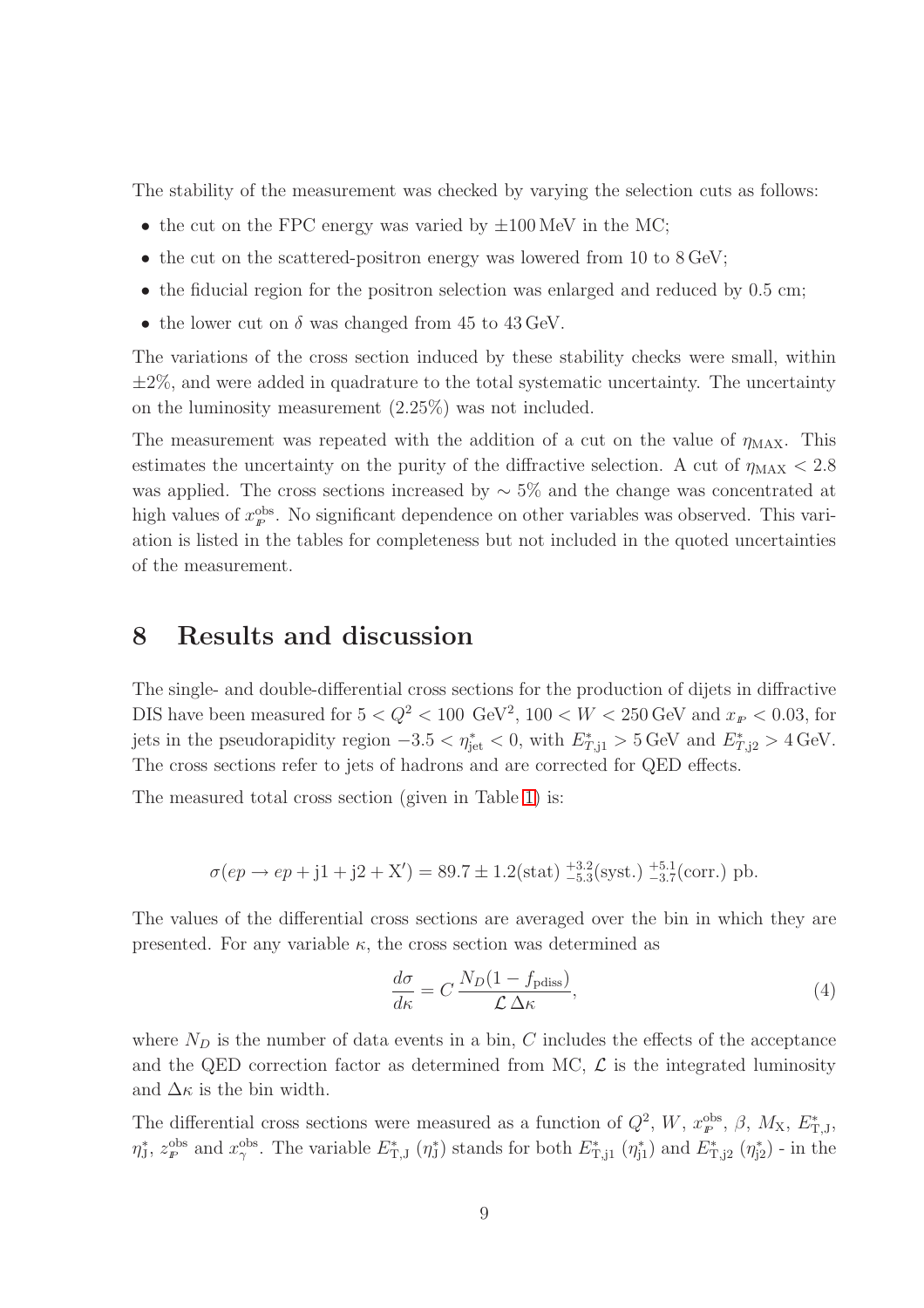The stability of the measurement was checked by varying the selection cuts as follows:

- the cut on the FPC energy was varied by $\pm 100\,\text{MeV}$ in the MC;
- the cut on the scattered-positron energy was lowered from 10 to 8 GeV;
- the fiducial region for the positron selection was enlarged and reduced by 0.5 cm;
- the lower cut on $\delta$ was changed from 45 to 43 GeV.

The variations of the cross section induced by these stability checks were small, within $\pm 2\%$, and were added in quadrature to the total systematic uncertainty. The uncertainty on the luminosity measurement (2.25%) was not included.

The measurement was repeated with the addition of a cut on the value of $\eta_{\text{MAX}}$. This estimates the uncertainty on the purity of the diffractive selection. A cut of $\eta_{\text{MAX}} < 2.8$ was applied. The cross sections increased by $\sim 5\%$ and the change was concentrated at high values of $x_{\mathbb{P}}^{\text{obs}}$. No significant dependence on other variables was observed. This variation is listed in the tables for completeness but not included in the quoted uncertainties of the measurement.

# 8 Results and discussion

The single- and double-differential cross sections for the production of dijets in diffractive DIS have been measured for $5 < Q^2 < 100\ \text{GeV}^2$, $100 < W < 250\,\text{GeV}$ and $x_{\mathbb{P}} < 0.03$, for jets in the pseudorapidity region $-3.5 < \eta^*_{\text{jet}} < 0$, with $E^*_{T,\text{j1}} > 5\,\text{GeV}$ and $E^*_{T,\text{j2}} > 4\,\text{GeV}$. The cross sections refer to jets of hadrons and are corrected for QED effects.

The measured total cross section (given in Table 1) is:

$$\sigma(ep \to ep + \text{j1} + \text{j2} + \text{X}') = 89.7 \pm 1.2(\text{stat})\ ^{+3.2}_{-5.3}(\text{syst.})\ ^{+5.1}_{-3.7}(\text{corr.})\ \text{pb}.$$

The values of the differential cross sections are averaged over the bin in which they are presented. For any variable $\kappa$, the cross section was determined as

$$\frac{d\sigma}{d\kappa} = C\,\frac{N_D(1 - f_{\text{pdiss}})}{\mathcal{L}\,\Delta\kappa}, \tag{4}$$

where $N_D$ is the number of data events in a bin, $C$ includes the effects of the acceptance and the QED correction factor as determined from MC, $\mathcal{L}$ is the integrated luminosity and $\Delta\kappa$ is the bin width.

The differential cross sections were measured as a function of $Q^2$, $W$, $x_{\mathbb{P}}^{\text{obs}}$, $\beta$, $M_{\text{X}}$, $E^*_{\text{T,J}}$, $\eta^*_{\text{J}}$, $z_{\mathbb{P}}^{\text{obs}}$ and $x_{\gamma}^{\text{obs}}$. The variable $E^*_{\text{T,J}}$ ($\eta^*_{\text{J}}$) stands for both $E^*_{\text{T,j1}}$ ($\eta^*_{\text{j1}}$) and $E^*_{\text{T,j2}}$ ($\eta^*_{\text{j2}}$) - in the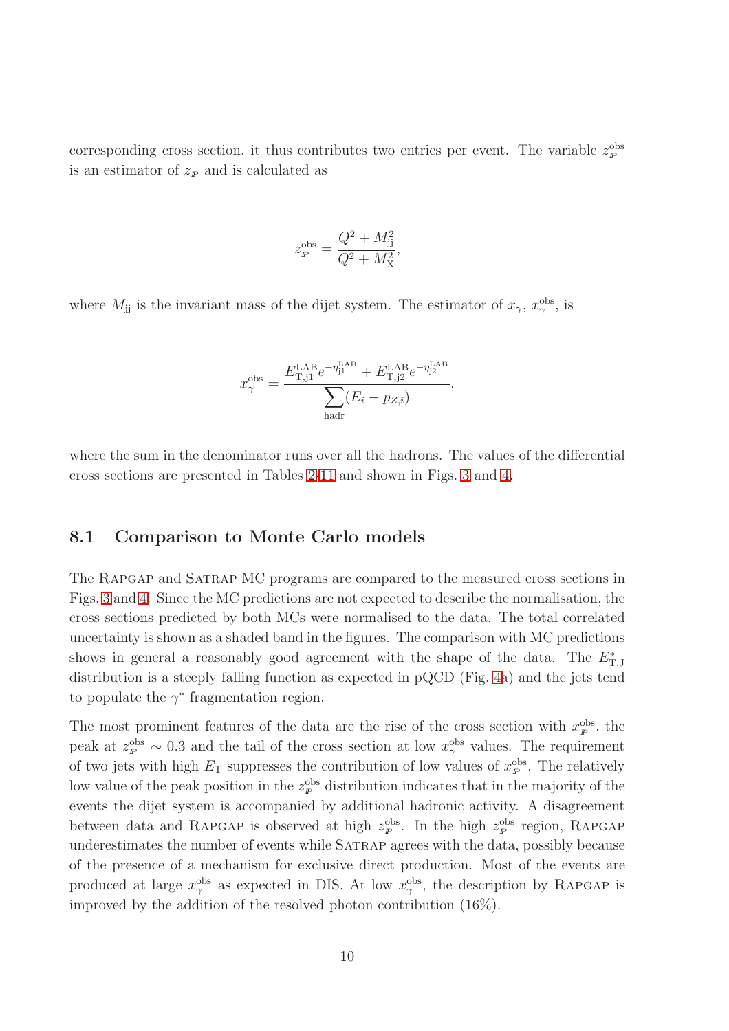corresponding cross section, it thus contributes two entries per event. The variable $z_{I\!P}^{\rm obs}$ is an estimator of $z_{I\!P}$ and is calculated as

$$z_{I\!P}^{\rm obs} = \frac{Q^2 + M_{\rm jj}^2}{Q^2 + M_{\rm X}^2},$$

where $M_{\rm jj}$ is the invariant mass of the dijet system. The estimator of $x_\gamma$, $x_\gamma^{\rm obs}$, is

$$x_\gamma^{\rm obs} = \frac{E_{\rm T,j1}^{\rm LAB} e^{-\eta_{\rm j1}^{\rm LAB}} + E_{\rm T,j2}^{\rm LAB} e^{-\eta_{\rm j2}^{\rm LAB}}}{\sum\limits_{\rm hadr} (E_i - p_{Z,i})},$$

where the sum in the denominator runs over all the hadrons. The values of the differential cross sections are presented in Tables 2-11 and shown in Figs. 3 and 4.

## 8.1 Comparison to Monte Carlo models

The RAPGAP and SATRAP MC programs are compared to the measured cross sections in Figs. 3 and 4. Since the MC predictions are not expected to describe the normalisation, the cross sections predicted by both MCs were normalised to the data. The total correlated uncertainty is shown as a shaded band in the figures. The comparison with MC predictions shows in general a reasonably good agreement with the shape of the data. The $E_{\rm T,J}^*$ distribution is a steeply falling function as expected in pQCD (Fig. 4a) and the jets tend to populate the $\gamma^*$ fragmentation region.

The most prominent features of the data are the rise of the cross section with $x_{I\!P}^{\rm obs}$, the peak at $z_{I\!P}^{\rm obs} \sim 0.3$ and the tail of the cross section at low $x_\gamma^{\rm obs}$ values. The requirement of two jets with high $E_{\rm T}$ suppresses the contribution of low values of $x_{I\!P}^{\rm obs}$. The relatively low value of the peak position in the $z_{I\!P}^{\rm obs}$ distribution indicates that in the majority of the events the dijet system is accompanied by additional hadronic activity. A disagreement between data and RAPGAP is observed at high $z_{I\!P}^{\rm obs}$. In the high $z_{I\!P}^{\rm obs}$ region, RAPGAP underestimates the number of events while SATRAP agrees with the data, possibly because of the presence of a mechanism for exclusive direct production. Most of the events are produced at large $x_\gamma^{\rm obs}$ as expected in DIS. At low $x_\gamma^{\rm obs}$, the description by RAPGAP is improved by the addition of the resolved photon contribution (16%).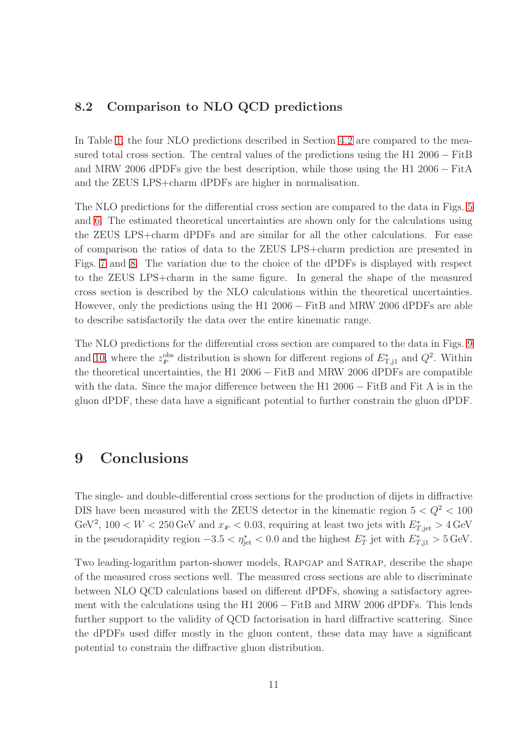### 8.2 Comparison to NLO QCD predictions

In Table 1, the four NLO predictions described in Section 4.2 are compared to the measured total cross section. The central values of the predictions using the H1 2006 − FitB and MRW 2006 dPDFs give the best description, while those using the H1 2006 − FitA and the ZEUS LPS+charm dPDFs are higher in normalisation.

The NLO predictions for the differential cross section are compared to the data in Figs. 5 and 6. The estimated theoretical uncertainties are shown only for the calculations using the ZEUS LPS+charm dPDFs and are similar for all the other calculations. For ease of comparison the ratios of data to the ZEUS LPS+charm prediction are presented in Figs. 7 and 8. The variation due to the choice of the dPDFs is displayed with respect to the ZEUS LPS+charm in the same figure. In general the shape of the measured cross section is described by the NLO calculations within the theoretical uncertainties. However, only the predictions using the H1 2006 − FitB and MRW 2006 dPDFs are able to describe satisfactorily the data over the entire kinematic range.

The NLO predictions for the differential cross section are compared to the data in Figs. 9 and 10, where the $z_{\mathbb{P}}^{\rm obs}$ distribution is shown for different regions of $E^{*}_{\rm T,j1}$ and $Q^2$. Within the theoretical uncertainties, the H1 2006 − FitB and MRW 2006 dPDFs are compatible with the data. Since the major difference between the H1 2006 − FitB and Fit A is in the gluon dPDF, these data have a significant potential to further constrain the gluon dPDF.

## 9 Conclusions

The single- and double-differential cross sections for the production of dijets in diffractive DIS have been measured with the ZEUS detector in the kinematic region $5 < Q^2 < 100$ GeV$^2$, $100 < W < 250$ GeV and $x_{\mathbb{P}} < 0.03$, requiring at least two jets with $E^{*}_{T,\rm jet} > 4$ GeV in the pseudorapidity region $-3.5 < \eta^{*}_{\rm jet} < 0.0$ and the highest $E^{*}_{T}$ jet with $E^{*}_{T,\rm j1} > 5$ GeV.

Two leading-logarithm parton-shower models, RAPGAP and SATRAP, describe the shape of the measured cross sections well. The measured cross sections are able to discriminate between NLO QCD calculations based on different dPDFs, showing a satisfactory agreement with the calculations using the H1 2006 − FitB and MRW 2006 dPDFs. This lends further support to the validity of QCD factorisation in hard diffractive scattering. Since the dPDFs used differ mostly in the gluon content, these data may have a significant potential to constrain the diffractive gluon distribution.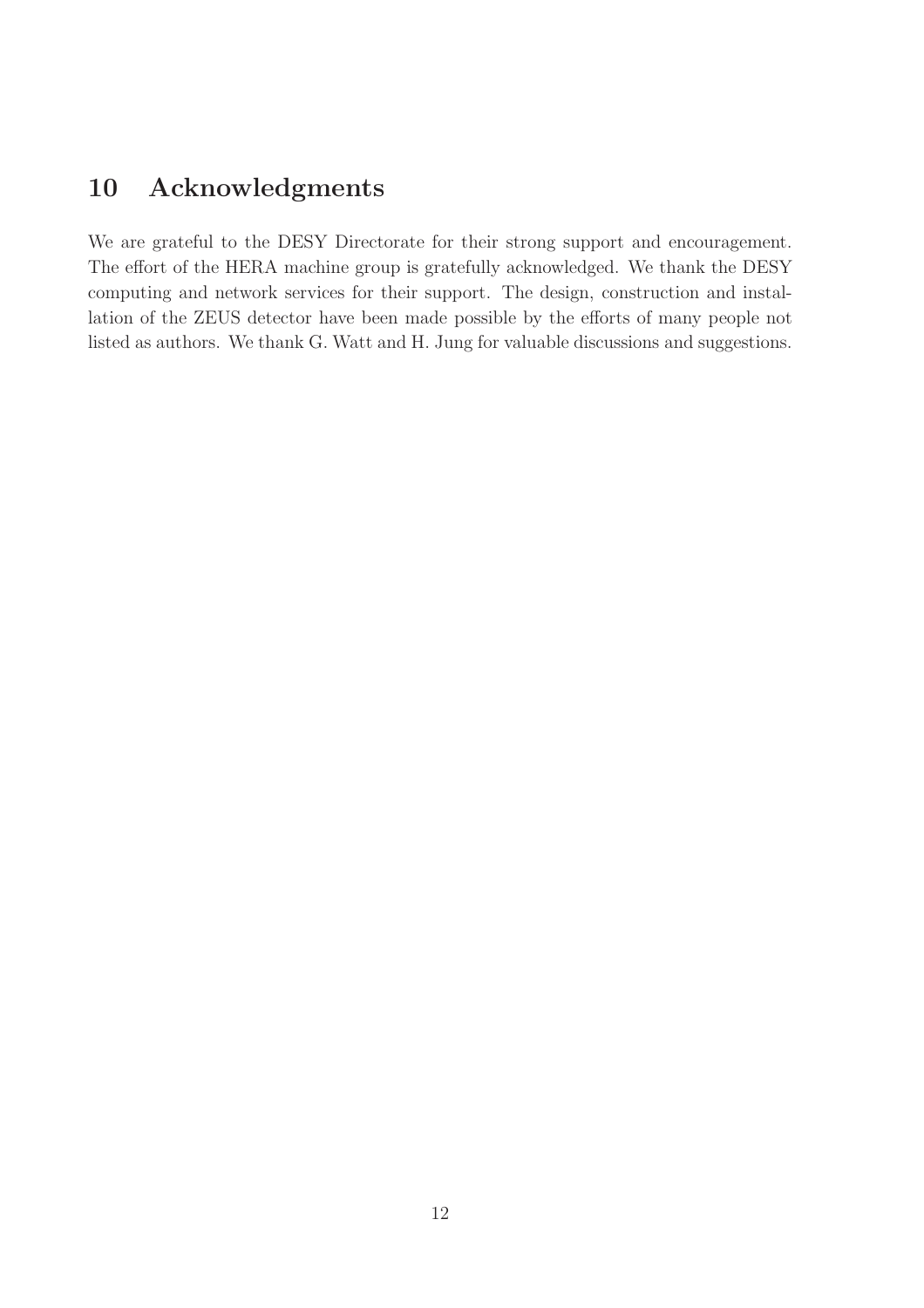# 10 Acknowledgments

We are grateful to the DESY Directorate for their strong support and encouragement. The effort of the HERA machine group is gratefully acknowledged. We thank the DESY computing and network services for their support. The design, construction and installation of the ZEUS detector have been made possible by the efforts of many people not listed as authors. We thank G. Watt and H. Jung for valuable discussions and suggestions.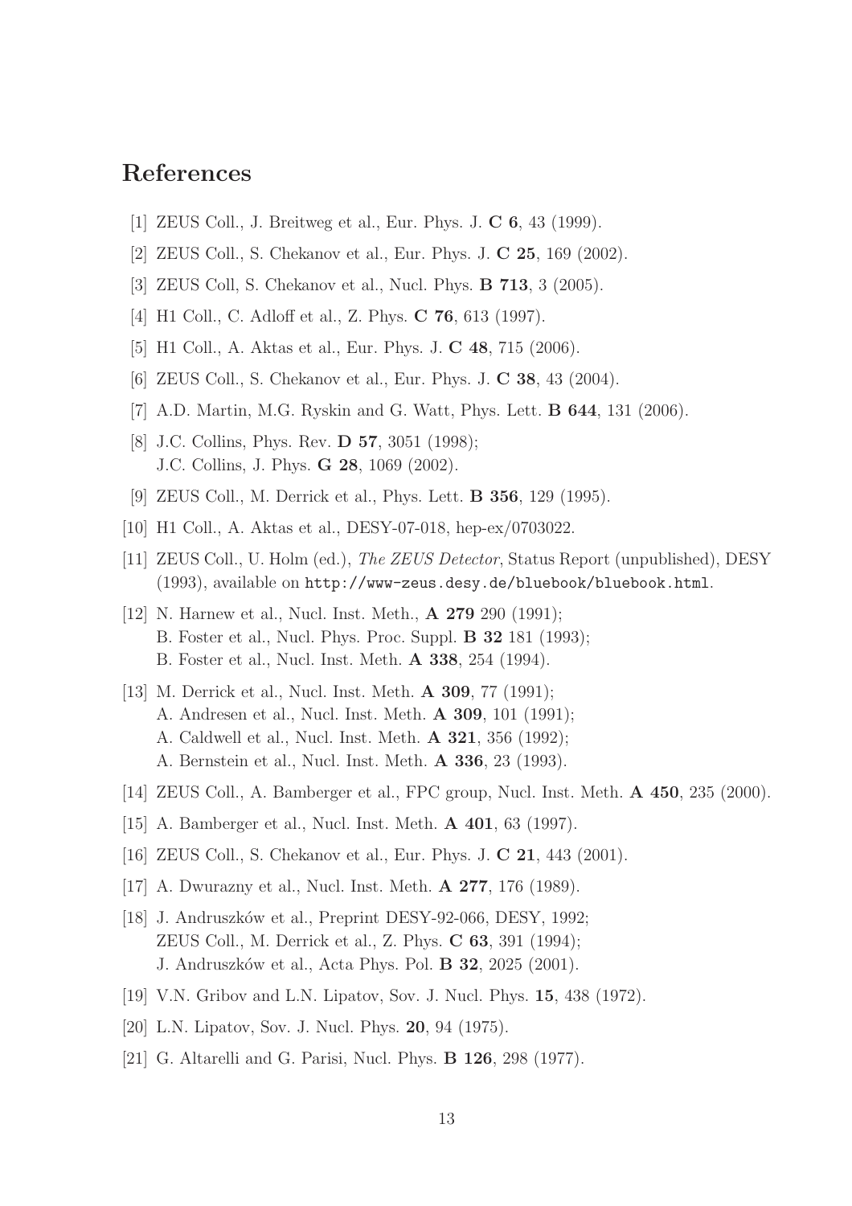# References

[1] ZEUS Coll., J. Breitweg et al., Eur. Phys. J. **C 6**, 43 (1999).

[2] ZEUS Coll., S. Chekanov et al., Eur. Phys. J. **C 25**, 169 (2002).

[3] ZEUS Coll, S. Chekanov et al., Nucl. Phys. **B 713**, 3 (2005).

[4] H1 Coll., C. Adloff et al., Z. Phys. **C 76**, 613 (1997).

[5] H1 Coll., A. Aktas et al., Eur. Phys. J. **C 48**, 715 (2006).

[6] ZEUS Coll., S. Chekanov et al., Eur. Phys. J. **C 38**, 43 (2004).

[7] A.D. Martin, M.G. Ryskin and G. Watt, Phys. Lett. **B 644**, 131 (2006).

[8] J.C. Collins, Phys. Rev. **D 57**, 3051 (1998);
J.C. Collins, J. Phys. **G 28**, 1069 (2002).

[9] ZEUS Coll., M. Derrick et al., Phys. Lett. **B 356**, 129 (1995).

[10] H1 Coll., A. Aktas et al., DESY-07-018, hep-ex/0703022.

[11] ZEUS Coll., U. Holm (ed.), *The ZEUS Detector*, Status Report (unpublished), DESY (1993), available on `http://www-zeus.desy.de/bluebook/bluebook.html`.

[12] N. Harnew et al., Nucl. Inst. Meth., **A 279** 290 (1991);
B. Foster et al., Nucl. Phys. Proc. Suppl. **B 32** 181 (1993);
B. Foster et al., Nucl. Inst. Meth. **A 338**, 254 (1994).

[13] M. Derrick et al., Nucl. Inst. Meth. **A 309**, 77 (1991);
A. Andresen et al., Nucl. Inst. Meth. **A 309**, 101 (1991);
A. Caldwell et al., Nucl. Inst. Meth. **A 321**, 356 (1992);
A. Bernstein et al., Nucl. Inst. Meth. **A 336**, 23 (1993).

[14] ZEUS Coll., A. Bamberger et al., FPC group, Nucl. Inst. Meth. **A 450**, 235 (2000).

[15] A. Bamberger et al., Nucl. Inst. Meth. **A 401**, 63 (1997).

[16] ZEUS Coll., S. Chekanov et al., Eur. Phys. J. **C 21**, 443 (2001).

[17] A. Dwurazny et al., Nucl. Inst. Meth. **A 277**, 176 (1989).

[18] J. Andruszków et al., Preprint DESY-92-066, DESY, 1992;
ZEUS Coll., M. Derrick et al., Z. Phys. **C 63**, 391 (1994);
J. Andruszków et al., Acta Phys. Pol. **B 32**, 2025 (2001).

[19] V.N. Gribov and L.N. Lipatov, Sov. J. Nucl. Phys. **15**, 438 (1972).

[20] L.N. Lipatov, Sov. J. Nucl. Phys. **20**, 94 (1975).

[21] G. Altarelli and G. Parisi, Nucl. Phys. **B 126**, 298 (1977).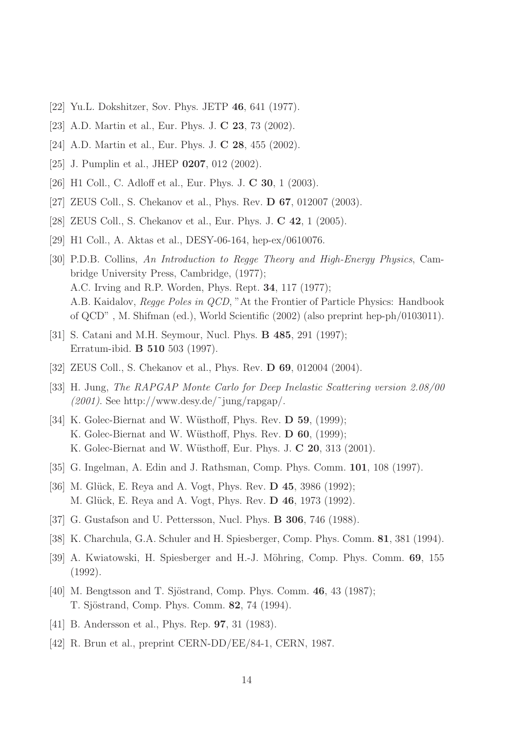[22] Yu.L. Dokshitzer, Sov. Phys. JETP **46**, 641 (1977).

[23] A.D. Martin et al., Eur. Phys. J. **C 23**, 73 (2002).

[24] A.D. Martin et al., Eur. Phys. J. **C 28**, 455 (2002).

[25] J. Pumplin et al., JHEP **0207**, 012 (2002).

[26] H1 Coll., C. Adloff et al., Eur. Phys. J. **C 30**, 1 (2003).

[27] ZEUS Coll., S. Chekanov et al., Phys. Rev. **D 67**, 012007 (2003).

[28] ZEUS Coll., S. Chekanov et al., Eur. Phys. J. **C 42**, 1 (2005).

[29] H1 Coll., A. Aktas et al., DESY-06-164, hep-ex/0610076.

[30] P.D.B. Collins, *An Introduction to Regge Theory and High-Energy Physics*, Cambridge University Press, Cambridge, (1977);
A.C. Irving and R.P. Worden, Phys. Rept. **34**, 117 (1977);
A.B. Kaidalov, *Regge Poles in QCD*, "At the Frontier of Particle Physics: Handbook of QCD" , M. Shifman (ed.), World Scientific (2002) (also preprint hep-ph/0103011).

[31] S. Catani and M.H. Seymour, Nucl. Phys. **B 485**, 291 (1997);
Erratum-ibid. **B 510** 503 (1997).

[32] ZEUS Coll., S. Chekanov et al., Phys. Rev. **D 69**, 012004 (2004).

[33] H. Jung, *The RAPGAP Monte Carlo for Deep Inelastic Scattering version 2.08/00 (2001)*. See http://www.desy.de/~jung/rapgap/.

[34] K. Golec-Biernat and W. Wüsthoff, Phys. Rev. **D 59**, (1999);
K. Golec-Biernat and W. Wüsthoff, Phys. Rev. **D 60**, (1999);
K. Golec-Biernat and W. Wüsthoff, Eur. Phys. J. **C 20**, 313 (2001).

[35] G. Ingelman, A. Edin and J. Rathsman, Comp. Phys. Comm. **101**, 108 (1997).

[36] M. Glück, E. Reya and A. Vogt, Phys. Rev. **D 45**, 3986 (1992);
M. Glück, E. Reya and A. Vogt, Phys. Rev. **D 46**, 1973 (1992).

[37] G. Gustafson and U. Pettersson, Nucl. Phys. **B 306**, 746 (1988).

[38] K. Charchula, G.A. Schuler and H. Spiesberger, Comp. Phys. Comm. **81**, 381 (1994).

[39] A. Kwiatowski, H. Spiesberger and H.-J. Möhring, Comp. Phys. Comm. **69**, 155 (1992).

[40] M. Bengtsson and T. Sjöstrand, Comp. Phys. Comm. **46**, 43 (1987);
T. Sjöstrand, Comp. Phys. Comm. **82**, 74 (1994).

[41] B. Andersson et al., Phys. Rep. **97**, 31 (1983).

[42] R. Brun et al., preprint CERN-DD/EE/84-1, CERN, 1987.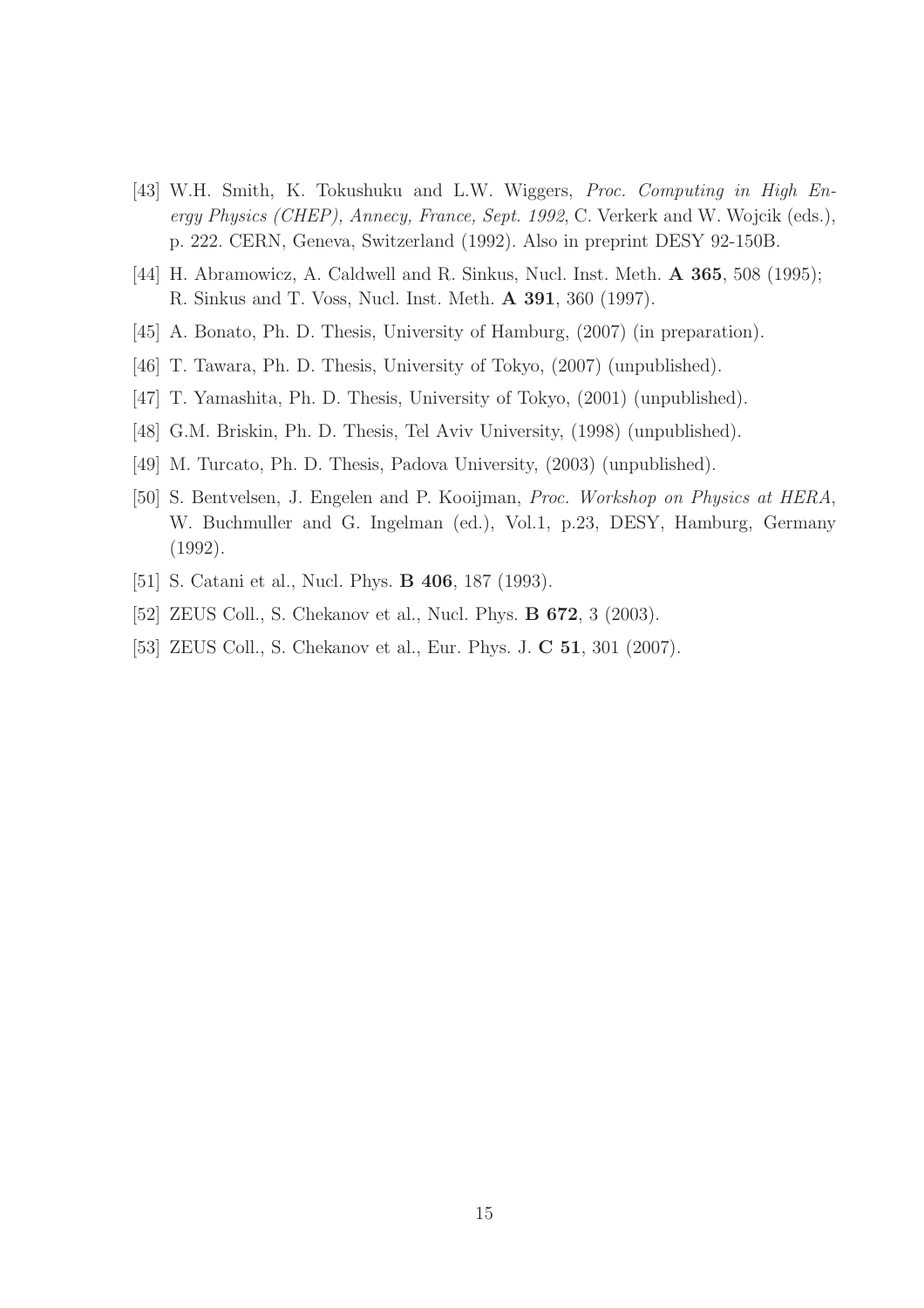[43] W.H. Smith, K. Tokushuku and L.W. Wiggers, *Proc. Computing in High Energy Physics (CHEP), Annecy, France, Sept. 1992*, C. Verkerk and W. Wojcik (eds.), p. 222. CERN, Geneva, Switzerland (1992). Also in preprint DESY 92-150B.

[44] H. Abramowicz, A. Caldwell and R. Sinkus, Nucl. Inst. Meth. **A 365**, 508 (1995); R. Sinkus and T. Voss, Nucl. Inst. Meth. **A 391**, 360 (1997).

[45] A. Bonato, Ph. D. Thesis, University of Hamburg, (2007) (in preparation).

[46] T. Tawara, Ph. D. Thesis, University of Tokyo, (2007) (unpublished).

[47] T. Yamashita, Ph. D. Thesis, University of Tokyo, (2001) (unpublished).

[48] G.M. Briskin, Ph. D. Thesis, Tel Aviv University, (1998) (unpublished).

[49] M. Turcato, Ph. D. Thesis, Padova University, (2003) (unpublished).

[50] S. Bentvelsen, J. Engelen and P. Kooijman, *Proc. Workshop on Physics at HERA*, W. Buchmuller and G. Ingelman (ed.), Vol.1, p.23, DESY, Hamburg, Germany (1992).

[51] S. Catani et al., Nucl. Phys. **B 406**, 187 (1993).

[52] ZEUS Coll., S. Chekanov et al., Nucl. Phys. **B 672**, 3 (2003).

[53] ZEUS Coll., S. Chekanov et al., Eur. Phys. J. **C 51**, 301 (2007).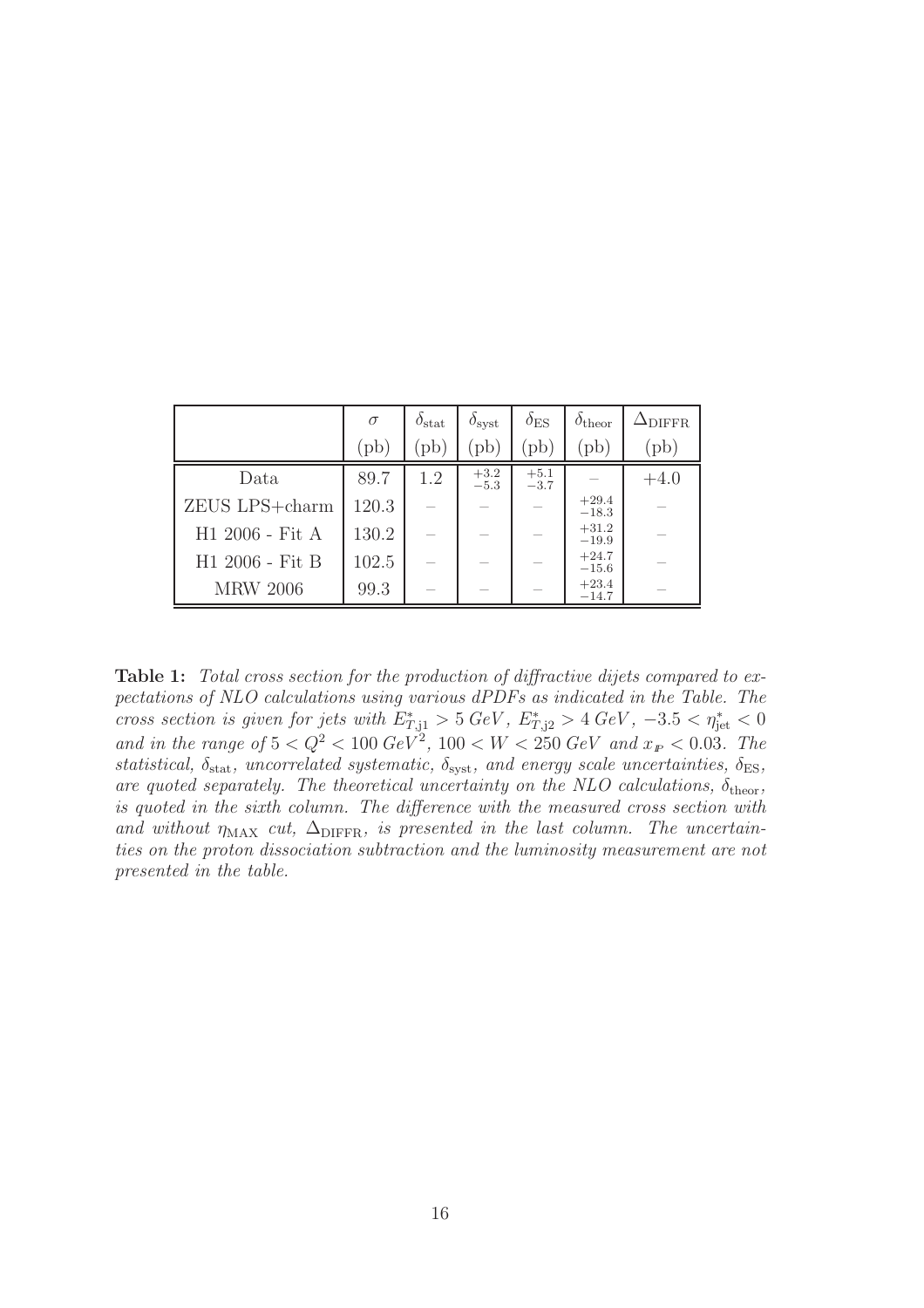| | $\sigma$ (pb) | $\delta_{\rm stat}$ (pb) | $\delta_{\rm syst}$ (pb) | $\delta_{\rm ES}$ (pb) | $\delta_{\rm theor}$ (pb) | $\Delta_{\rm DIFFR}$ (pb) |
|---|---|---|---|---|---|---|
| Data | 89.7 | 1.2 | $^{+3.2}_{-5.3}$ | $^{+5.1}_{-3.7}$ | – | $+4.0$ |
| ZEUS LPS+charm | 120.3 | – | – | – | $^{+29.4}_{-18.3}$ | – |
| H1 2006 - Fit A | 130.2 | – | – | – | $^{+31.2}_{-19.9}$ | – |
| H1 2006 - Fit B | 102.5 | – | – | – | $^{+24.7}_{-15.6}$ | – |
| MRW 2006 | 99.3 | – | – | – | $^{+23.4}_{-14.7}$ | – |

**Table 1:** *Total cross section for the production of diffractive dijets compared to expectations of NLO calculations using various dPDFs as indicated in the Table. The cross section is given for jets with $E^*_{T,\rm j1} > 5$ GeV, $E^*_{T,\rm j2} > 4$ GeV, $-3.5 < \eta^*_{\rm jet} < 0$ and in the range of $5 < Q^2 < 100$ GeV$^2$, $100 < W < 250$ GeV and $x_{\mathbb{P}} < 0.03$. The statistical, $\delta_{\rm stat}$, uncorrelated systematic, $\delta_{\rm syst}$, and energy scale uncertainties, $\delta_{\rm ES}$, are quoted separately. The theoretical uncertainty on the NLO calculations, $\delta_{\rm theor}$, is quoted in the sixth column. The difference with the measured cross section with and without $\eta_{\rm MAX}$ cut, $\Delta_{\rm DIFFR}$, is presented in the last column. The uncertainties on the proton dissociation subtraction and the luminosity measurement are not presented in the table.*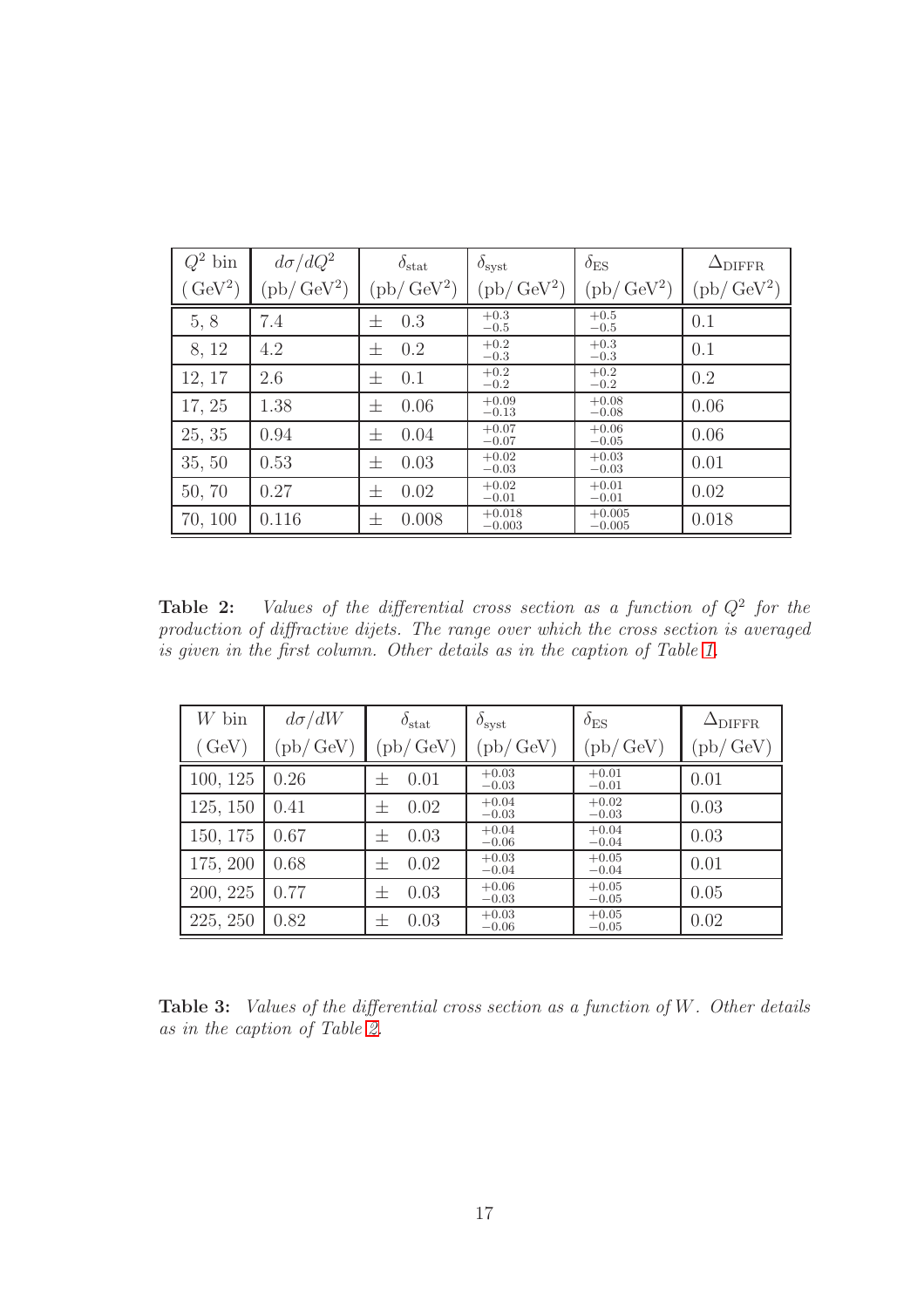| $Q^2$ bin ($\mathrm{GeV}^2$) | $d\sigma/dQ^2$ (pb/ $\mathrm{GeV}^2$) | $\delta_{\mathrm{stat}}$ (pb/ $\mathrm{GeV}^2$) | $\delta_{\mathrm{syst}}$ (pb/ $\mathrm{GeV}^2$) | $\delta_{\mathrm{ES}}$ (pb/ $\mathrm{GeV}^2$) | $\Delta_{\mathrm{DIFFR}}$ (pb/ $\mathrm{GeV}^2$) |
|---|---|---|---|---|---|
| 5, 8 | 7.4 | $\pm$ 0.3 | $^{+0.3}_{-0.5}$ | $^{+0.5}_{-0.5}$ | 0.1 |
| 8, 12 | 4.2 | $\pm$ 0.2 | $^{+0.2}_{-0.3}$ | $^{+0.3}_{-0.3}$ | 0.1 |
| 12, 17 | 2.6 | $\pm$ 0.1 | $^{+0.2}_{-0.2}$ | $^{+0.2}_{-0.2}$ | 0.2 |
| 17, 25 | 1.38 | $\pm$ 0.06 | $^{+0.09}_{-0.13}$ | $^{+0.08}_{-0.08}$ | 0.06 |
| 25, 35 | 0.94 | $\pm$ 0.04 | $^{+0.07}_{-0.07}$ | $^{+0.06}_{-0.05}$ | 0.06 |
| 35, 50 | 0.53 | $\pm$ 0.03 | $^{+0.02}_{-0.03}$ | $^{+0.03}_{-0.03}$ | 0.01 |
| 50, 70 | 0.27 | $\pm$ 0.02 | $^{+0.02}_{-0.01}$ | $^{+0.01}_{-0.01}$ | 0.02 |
| 70, 100 | 0.116 | $\pm$ 0.008 | $^{+0.018}_{-0.003}$ | $^{+0.005}_{-0.005}$ | 0.018 |

**Table 2:** *Values of the differential cross section as a function of $Q^2$ for the production of diffractive dijets. The range over which the cross section is averaged is given in the first column. Other details as in the caption of Table 1.*

| $W$ bin (GeV) | $d\sigma/dW$ (pb/ GeV) | $\delta_{\mathrm{stat}}$ (pb/ GeV) | $\delta_{\mathrm{syst}}$ (pb/ GeV) | $\delta_{\mathrm{ES}}$ (pb/ GeV) | $\Delta_{\mathrm{DIFFR}}$ (pb/ GeV) |
|---|---|---|---|---|---|
| 100, 125 | 0.26 | $\pm$ 0.01 | $^{+0.03}_{-0.03}$ | $^{+0.01}_{-0.01}$ | 0.01 |
| 125, 150 | 0.41 | $\pm$ 0.02 | $^{+0.04}_{-0.03}$ | $^{+0.02}_{-0.03}$ | 0.03 |
| 150, 175 | 0.67 | $\pm$ 0.03 | $^{+0.04}_{-0.06}$ | $^{+0.04}_{-0.04}$ | 0.03 |
| 175, 200 | 0.68 | $\pm$ 0.02 | $^{+0.03}_{-0.04}$ | $^{+0.05}_{-0.04}$ | 0.01 |
| 200, 225 | 0.77 | $\pm$ 0.03 | $^{+0.06}_{-0.03}$ | $^{+0.05}_{-0.05}$ | 0.05 |
| 225, 250 | 0.82 | $\pm$ 0.03 | $^{+0.03}_{-0.06}$ | $^{+0.05}_{-0.05}$ | 0.02 |

**Table 3:** *Values of the differential cross section as a function of $W$. Other details as in the caption of Table 2.*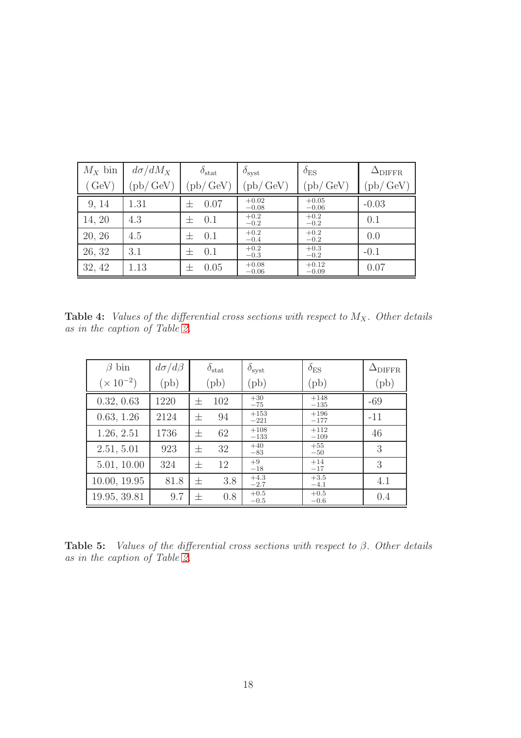| $M_X$ bin (GeV) | $d\sigma/dM_X$ (pb/ GeV) | $\delta_{\rm stat}$ (pb/ GeV) | $\delta_{\rm syst}$ (pb/ GeV) | $\delta_{\rm ES}$ (pb/ GeV) | $\Delta_{\rm DIFFR}$ (pb/ GeV) |
|---|---|---|---|---|---|
| 9, 14 | 1.31 | $\pm$ 0.07 | $^{+0.02}_{-0.08}$ | $^{+0.05}_{-0.06}$ | -0.03 |
| 14, 20 | 4.3 | $\pm$ 0.1 | $^{+0.2}_{-0.2}$ | $^{+0.2}_{-0.2}$ | 0.1 |
| 20, 26 | 4.5 | $\pm$ 0.1 | $^{+0.2}_{-0.4}$ | $^{+0.2}_{-0.2}$ | 0.0 |
| 26, 32 | 3.1 | $\pm$ 0.1 | $^{+0.2}_{-0.3}$ | $^{+0.3}_{-0.2}$ | -0.1 |
| 32, 42 | 1.13 | $\pm$ 0.05 | $^{+0.08}_{-0.06}$ | $^{+0.12}_{-0.09}$ | 0.07 |

**Table 4:** *Values of the differential cross sections with respect to $M_X$. Other details as in the caption of Table 2.*

| $\beta$ bin ($\times 10^{-2}$) | $d\sigma/d\beta$ (pb) | $\delta_{\rm stat}$ (pb) | $\delta_{\rm syst}$ (pb) | $\delta_{\rm ES}$ (pb) | $\Delta_{\rm DIFFR}$ (pb) |
|---|---|---|---|---|---|
| 0.32, 0.63 | 1220 | $\pm$ 102 | $^{+30}_{-75}$ | $^{+148}_{-135}$ | -69 |
| 0.63, 1.26 | 2124 | $\pm$ 94 | $^{+153}_{-221}$ | $^{+196}_{-177}$ | -11 |
| 1.26, 2.51 | 1736 | $\pm$ 62 | $^{+108}_{-133}$ | $^{+112}_{-109}$ | 46 |
| 2.51, 5.01 | 923 | $\pm$ 32 | $^{+40}_{-83}$ | $^{+55}_{-50}$ | 3 |
| 5.01, 10.00 | 324 | $\pm$ 12 | $^{+9}_{-18}$ | $^{+14}_{-17}$ | 3 |
| 10.00, 19.95 | 81.8 | $\pm$ 3.8 | $^{+4.3}_{-2.7}$ | $^{+3.5}_{-4.1}$ | 4.1 |
| 19.95, 39.81 | 9.7 | $\pm$ 0.8 | $^{+0.5}_{-0.5}$ | $^{+0.5}_{-0.6}$ | 0.4 |

**Table 5:** *Values of the differential cross sections with respect to $\beta$. Other details as in the caption of Table 2.*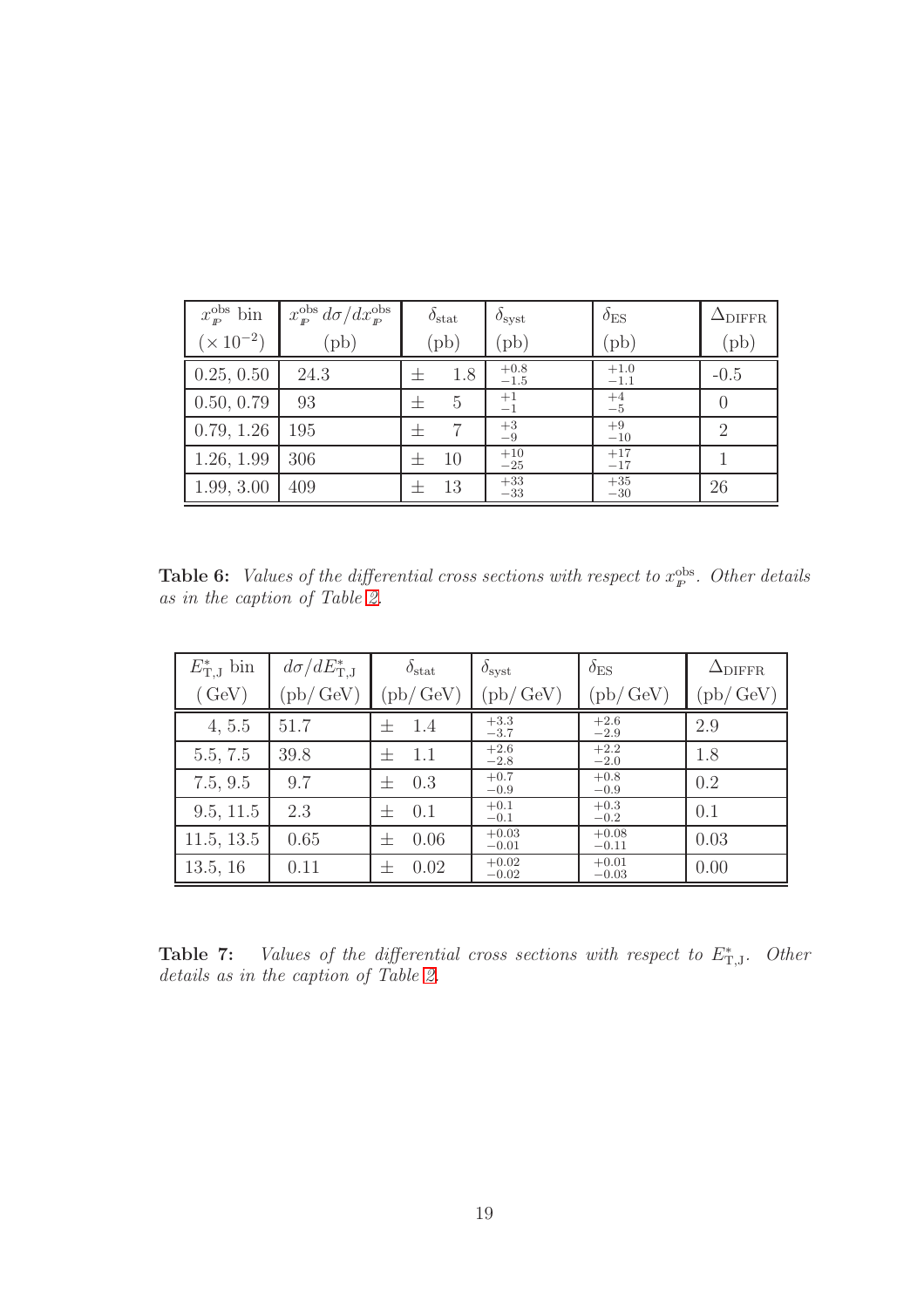| $x_{\mathbb{P}}^{\rm obs}$ bin ($\times 10^{-2}$) | $x_{\mathbb{P}}^{\rm obs}\, d\sigma/dx_{\mathbb{P}}^{\rm obs}$ (pb) | $\delta_{\rm stat}$ (pb) | $\delta_{\rm syst}$ (pb) | $\delta_{\rm ES}$ (pb) | $\Delta_{\rm DIFFR}$ (pb) |
|---|---|---|---|---|---|
| 0.25, 0.50 | 24.3 | $\pm$ 1.8 | $^{+0.8}_{-1.5}$ | $^{+1.0}_{-1.1}$ | -0.5 |
| 0.50, 0.79 | 93 | $\pm$ 5 | $^{+1}_{-1}$ | $^{+4}_{-5}$ | 0 |
| 0.79, 1.26 | 195 | $\pm$ 7 | $^{+3}_{-9}$ | $^{+9}_{-10}$ | 2 |
| 1.26, 1.99 | 306 | $\pm$ 10 | $^{+10}_{-25}$ | $^{+17}_{-17}$ | 1 |
| 1.99, 3.00 | 409 | $\pm$ 13 | $^{+33}_{-33}$ | $^{+35}_{-30}$ | 26 |

**Table 6:** *Values of the differential cross sections with respect to $x_{\mathbb{P}}^{\rm obs}$. Other details as in the caption of Table 2.*

| $E_{\rm T,J}^*$ bin (GeV) | $d\sigma/dE_{\rm T,J}^*$ (pb/GeV) | $\delta_{\rm stat}$ (pb/GeV) | $\delta_{\rm syst}$ (pb/GeV) | $\delta_{\rm ES}$ (pb/GeV) | $\Delta_{\rm DIFFR}$ (pb/GeV) |
|---|---|---|---|---|---|
| 4, 5.5 | 51.7 | $\pm$ 1.4 | $^{+3.3}_{-3.7}$ | $^{+2.6}_{-2.9}$ | 2.9 |
| 5.5, 7.5 | 39.8 | $\pm$ 1.1 | $^{+2.6}_{-2.8}$ | $^{+2.2}_{-2.0}$ | 1.8 |
| 7.5, 9.5 | 9.7 | $\pm$ 0.3 | $^{+0.7}_{-0.9}$ | $^{+0.8}_{-0.9}$ | 0.2 |
| 9.5, 11.5 | 2.3 | $\pm$ 0.1 | $^{+0.1}_{-0.1}$ | $^{+0.3}_{-0.2}$ | 0.1 |
| 11.5, 13.5 | 0.65 | $\pm$ 0.06 | $^{+0.03}_{-0.01}$ | $^{+0.08}_{-0.11}$ | 0.03 |
| 13.5, 16 | 0.11 | $\pm$ 0.02 | $^{+0.02}_{-0.02}$ | $^{+0.01}_{-0.03}$ | 0.00 |

**Table 7:** *Values of the differential cross sections with respect to $E_{\rm T,J}^*$. Other details as in the caption of Table 2.*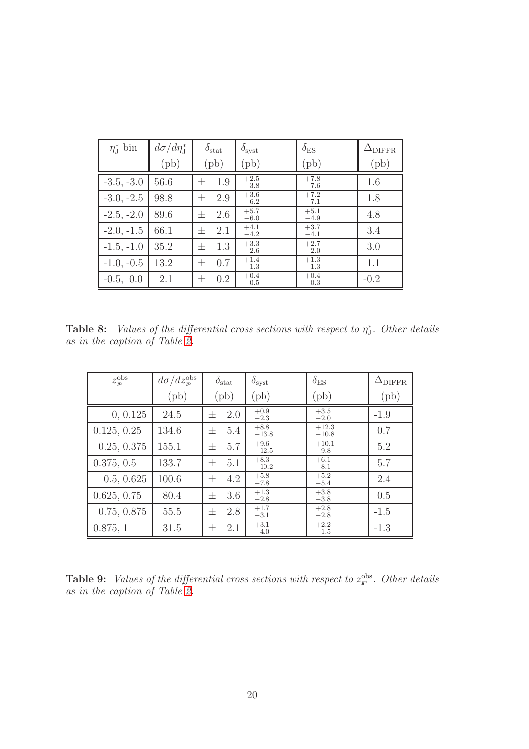| $\eta^*_{\rm J}$ bin | $d\sigma/d\eta^*_{\rm J}$ (pb) | $\delta_{\rm stat}$ (pb) | $\delta_{\rm syst}$ (pb) | $\delta_{\rm ES}$ (pb) | $\Delta_{\rm DIFFR}$ (pb) |
|---|---|---|---|---|---|
| -3.5, -3.0 | 56.6 | $\pm$ 1.9 | $^{+2.5}_{-3.8}$ | $^{+7.8}_{-7.6}$ | 1.6 |
| -3.0, -2.5 | 98.8 | $\pm$ 2.9 | $^{+3.6}_{-6.2}$ | $^{+7.2}_{-7.1}$ | 1.8 |
| -2.5, -2.0 | 89.6 | $\pm$ 2.6 | $^{+5.7}_{-6.0}$ | $^{+5.1}_{-4.9}$ | 4.8 |
| -2.0, -1.5 | 66.1 | $\pm$ 2.1 | $^{+4.1}_{-4.2}$ | $^{+3.7}_{-4.1}$ | 3.4 |
| -1.5, -1.0 | 35.2 | $\pm$ 1.3 | $^{+3.3}_{-2.6}$ | $^{+2.7}_{-2.0}$ | 3.0 |
| -1.0, -0.5 | 13.2 | $\pm$ 0.7 | $^{+1.4}_{-1.3}$ | $^{+1.3}_{-1.3}$ | 1.1 |
| -0.5, 0.0 | 2.1 | $\pm$ 0.2 | $^{+0.4}_{-0.5}$ | $^{+0.4}_{-0.3}$ | -0.2 |

**Table 8:** *Values of the differential cross sections with respect to $\eta^*_{\rm J}$. Other details as in the caption of Table 2.*

| $z_{I\!P}^{\rm obs}$ | $d\sigma/dz_{I\!P}^{\rm obs}$ (pb) | $\delta_{\rm stat}$ (pb) | $\delta_{\rm syst}$ (pb) | $\delta_{\rm ES}$ (pb) | $\Delta_{\rm DIFFR}$ (pb) |
|---|---|---|---|---|---|
| 0, 0.125 | 24.5 | $\pm$ 2.0 | $^{+0.9}_{-2.3}$ | $^{+3.5}_{-2.0}$ | -1.9 |
| 0.125, 0.25 | 134.6 | $\pm$ 5.4 | $^{+8.8}_{-13.8}$ | $^{+12.3}_{-10.8}$ | 0.7 |
| 0.25, 0.375 | 155.1 | $\pm$ 5.7 | $^{+9.6}_{-12.5}$ | $^{+10.1}_{-9.8}$ | 5.2 |
| 0.375, 0.5 | 133.7 | $\pm$ 5.1 | $^{+8.3}_{-10.2}$ | $^{+6.1}_{-8.1}$ | 5.7 |
| 0.5, 0.625 | 100.6 | $\pm$ 4.2 | $^{+5.8}_{-7.8}$ | $^{+5.2}_{-5.4}$ | 2.4 |
| 0.625, 0.75 | 80.4 | $\pm$ 3.6 | $^{+1.3}_{-2.8}$ | $^{+3.8}_{-3.8}$ | 0.5 |
| 0.75, 0.875 | 55.5 | $\pm$ 2.8 | $^{+1.7}_{-3.1}$ | $^{+2.8}_{-2.8}$ | -1.5 |
| 0.875, 1 | 31.5 | $\pm$ 2.1 | $^{+3.1}_{-4.0}$ | $^{+2.2}_{-1.5}$ | -1.3 |

**Table 9:** *Values of the differential cross sections with respect to $z_{I\!P}^{\rm obs}$. Other details as in the caption of Table 2.*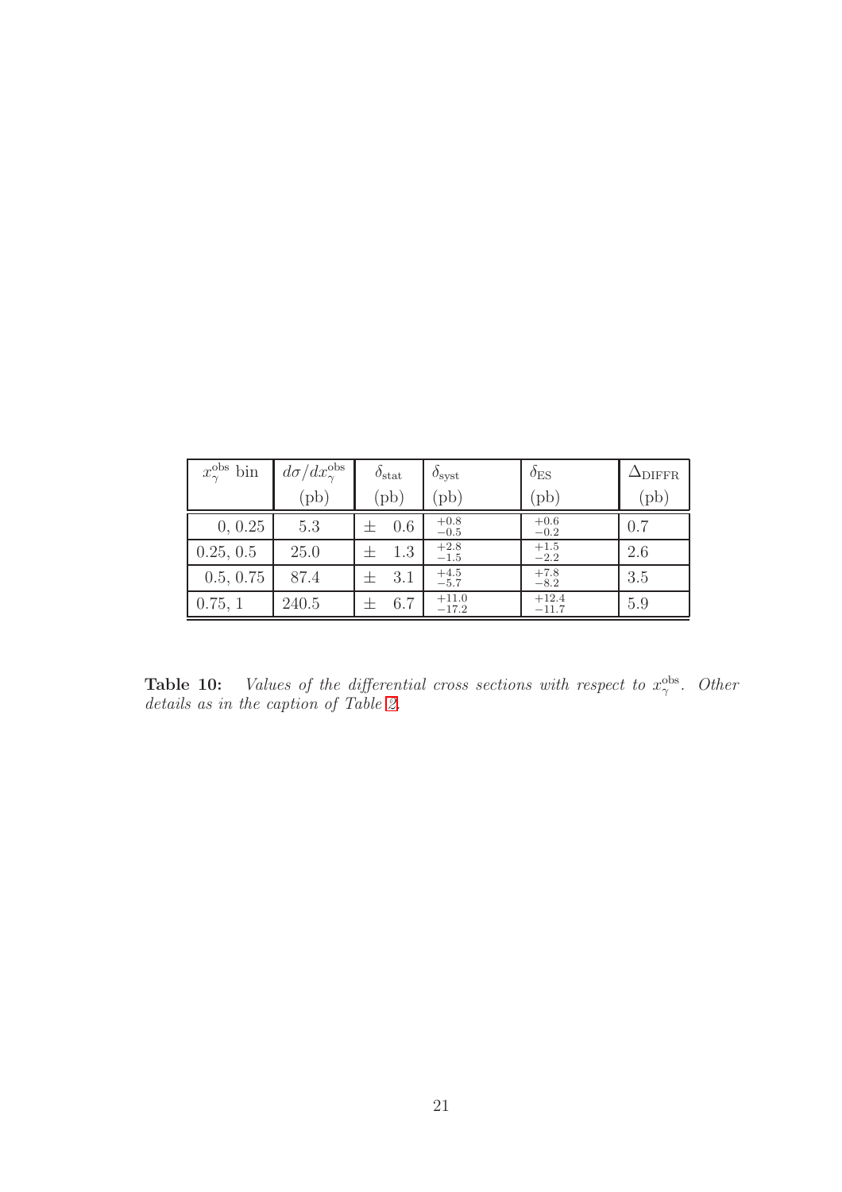| $x_\gamma^{\rm obs}$ bin | $d\sigma/dx_\gamma^{\rm obs}$ (pb) | $\delta_{\rm stat}$ (pb) | $\delta_{\rm syst}$ (pb) | $\delta_{\rm ES}$ (pb) | $\Delta_{\rm DIFFR}$ (pb) |
|---|---|---|---|---|---|
| 0, 0.25 | 5.3 | $\pm$ 0.6 | $^{+0.8}_{-0.5}$ | $^{+0.6}_{-0.2}$ | 0.7 |
| 0.25, 0.5 | 25.0 | $\pm$ 1.3 | $^{+2.8}_{-1.5}$ | $^{+1.5}_{-2.2}$ | 2.6 |
| 0.5, 0.75 | 87.4 | $\pm$ 3.1 | $^{+4.5}_{-5.7}$ | $^{+7.8}_{-8.2}$ | 3.5 |
| 0.75, 1 | 240.5 | $\pm$ 6.7 | $^{+11.0}_{-17.2}$ | $^{+12.4}_{-11.7}$ | 5.9 |

**Table 10:** *Values of the differential cross sections with respect to $x_\gamma^{\rm obs}$. Other details as in the caption of Table 2.*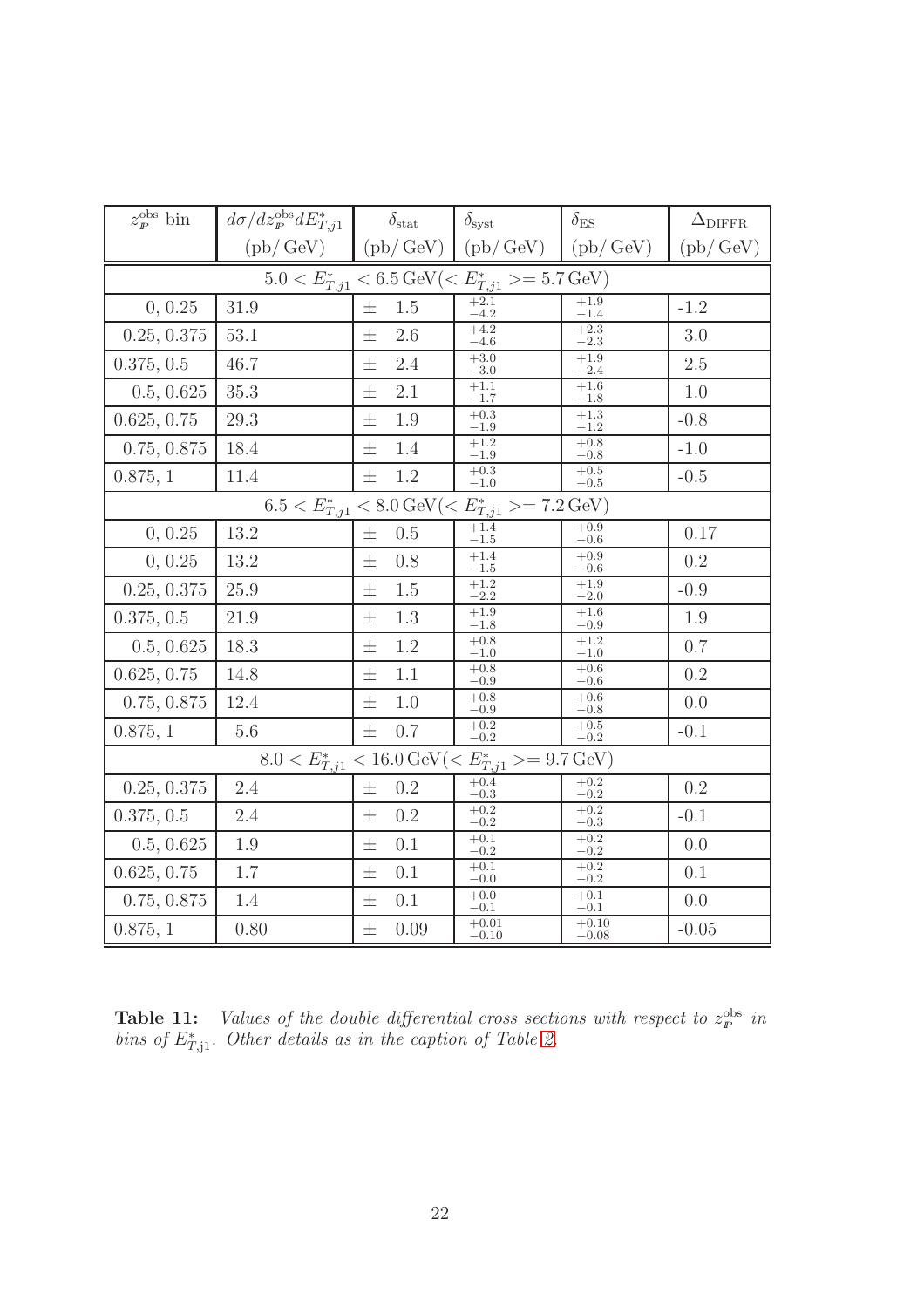| $z_{\mathbb{P}}^{\rm obs}$ bin | $d\sigma/dz_{\mathbb{P}}^{\rm obs}dE_{T,j1}^{*}$ (pb/ GeV) | $\delta_{\rm stat}$ (pb/ GeV) | $\delta_{\rm syst}$ (pb/ GeV) | $\delta_{\rm ES}$ (pb/ GeV) | $\Delta_{\rm DIFFR}$ (pb/ GeV) |
|---|---|---|---|---|---|
| $5.0 < E_{T,j1}^{*} < 6.5\,{\rm GeV} (< E_{T,j1}^{*} >= 5.7\,{\rm GeV})$ | | | | | |
| 0, 0.25 | 31.9 | ± 1.5 | $^{+2.1}_{-4.2}$ | $^{+1.9}_{-1.4}$ | -1.2 |
| 0.25, 0.375 | 53.1 | ± 2.6 | $^{+4.2}_{-4.6}$ | $^{+2.3}_{-2.3}$ | 3.0 |
| 0.375, 0.5 | 46.7 | ± 2.4 | $^{+3.0}_{-3.0}$ | $^{+1.9}_{-2.4}$ | 2.5 |
| 0.5, 0.625 | 35.3 | ± 2.1 | $^{+1.1}_{-1.7}$ | $^{+1.6}_{-1.8}$ | 1.0 |
| 0.625, 0.75 | 29.3 | ± 1.9 | $^{+0.3}_{-1.9}$ | $^{+1.3}_{-1.2}$ | -0.8 |
| 0.75, 0.875 | 18.4 | ± 1.4 | $^{+1.2}_{-1.9}$ | $^{+0.8}_{-0.8}$ | -1.0 |
| 0.875, 1 | 11.4 | ± 1.2 | $^{+0.3}_{-1.0}$ | $^{+0.5}_{-0.5}$ | -0.5 |
| $6.5 < E_{T,j1}^{*} < 8.0\,{\rm GeV} (< E_{T,j1}^{*} >= 7.2\,{\rm GeV})$ | | | | | |
| 0, 0.25 | 13.2 | ± 0.5 | $^{+1.4}_{-1.5}$ | $^{+0.9}_{-0.6}$ | 0.17 |
| 0, 0.25 | 13.2 | ± 0.8 | $^{+1.4}_{-1.5}$ | $^{+0.9}_{-0.6}$ | 0.2 |
| 0.25, 0.375 | 25.9 | ± 1.5 | $^{+1.2}_{-2.2}$ | $^{+1.9}_{-2.0}$ | -0.9 |
| 0.375, 0.5 | 21.9 | ± 1.3 | $^{+1.9}_{-1.8}$ | $^{+1.6}_{-0.9}$ | 1.9 |
| 0.5, 0.625 | 18.3 | ± 1.2 | $^{+0.8}_{-1.0}$ | $^{+1.2}_{-1.0}$ | 0.7 |
| 0.625, 0.75 | 14.8 | ± 1.1 | $^{+0.8}_{-0.9}$ | $^{+0.6}_{-0.6}$ | 0.2 |
| 0.75, 0.875 | 12.4 | ± 1.0 | $^{+0.8}_{-0.9}$ | $^{+0.6}_{-0.8}$ | 0.0 |
| 0.875, 1 | 5.6 | ± 0.7 | $^{+0.2}_{-0.2}$ | $^{+0.5}_{-0.2}$ | -0.1 |
| $8.0 < E_{T,j1}^{*} < 16.0\,{\rm GeV} (< E_{T,j1}^{*} >= 9.7\,{\rm GeV})$ | | | | | |
| 0.25, 0.375 | 2.4 | ± 0.2 | $^{+0.4}_{-0.3}$ | $^{+0.2}_{-0.2}$ | 0.2 |
| 0.375, 0.5 | 2.4 | ± 0.2 | $^{+0.2}_{-0.2}$ | $^{+0.2}_{-0.3}$ | -0.1 |
| 0.5, 0.625 | 1.9 | ± 0.1 | $^{+0.1}_{-0.2}$ | $^{+0.2}_{-0.2}$ | 0.0 |
| 0.625, 0.75 | 1.7 | ± 0.1 | $^{+0.1}_{-0.0}$ | $^{+0.2}_{-0.2}$ | 0.1 |
| 0.75, 0.875 | 1.4 | ± 0.1 | $^{+0.0}_{-0.1}$ | $^{+0.1}_{-0.1}$ | 0.0 |
| 0.875, 1 | 0.80 | ± 0.09 | $^{+0.01}_{-0.10}$ | $^{+0.10}_{-0.08}$ | -0.05 |

**Table 11:** *Values of the double differential cross sections with respect to $z_{\mathbb{P}}^{\rm obs}$ in bins of $E_{T,{\rm j}1}^{*}$. Other details as in the caption of Table 2.*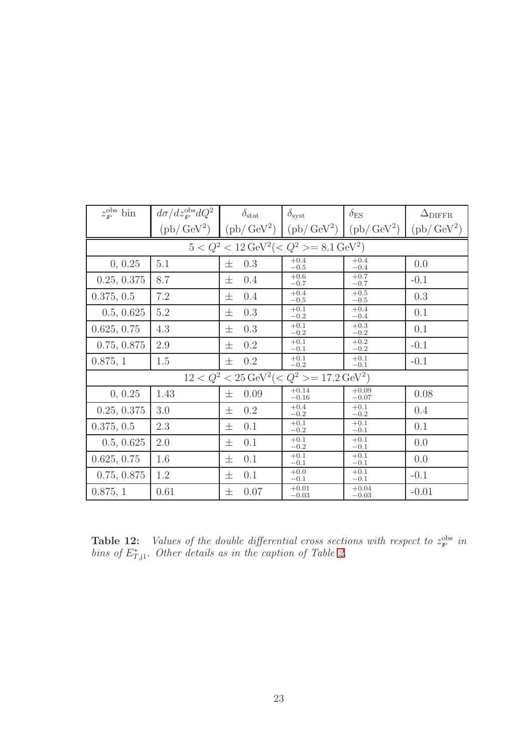| $z_{\mathbb{P}}^{\rm obs}$ bin | $d\sigma/dz_{\mathbb{P}}^{\rm obs}dQ^2$ (pb/ GeV$^2$) | $\delta_{\rm stat}$ (pb/ GeV$^2$) | $\delta_{\rm syst}$ (pb/ GeV$^2$) | $\delta_{\rm ES}$ (pb/ GeV$^2$) | $\Delta_{\rm DIFFR}$ (pb/ GeV$^2$) |
|---|---|---|---|---|---|
| $5 < Q^2 < 12\,{\rm GeV}^2 (< Q^2 >= 8.1\,{\rm GeV}^2)$ | | | | | |
| 0, 0.25 | 5.1 | $\pm$ 0.3 | $^{+0.4}_{-0.5}$ | $^{+0.4}_{-0.4}$ | 0.0 |
| 0.25, 0.375 | 8.7 | $\pm$ 0.4 | $^{+0.6}_{-0.7}$ | $^{+0.7}_{-0.7}$ | -0.1 |
| 0.375, 0.5 | 7.2 | $\pm$ 0.4 | $^{+0.4}_{-0.5}$ | $^{+0.5}_{-0.5}$ | 0.3 |
| 0.5, 0.625 | 5.2 | $\pm$ 0.3 | $^{+0.1}_{-0.2}$ | $^{+0.4}_{-0.4}$ | 0.1 |
| 0.625, 0.75 | 4.3 | $\pm$ 0.3 | $^{+0.1}_{-0.2}$ | $^{+0.3}_{-0.2}$ | 0.1 |
| 0.75, 0.875 | 2.9 | $\pm$ 0.2 | $^{+0.1}_{-0.1}$ | $^{+0.2}_{-0.2}$ | -0.1 |
| 0.875, 1 | 1.5 | $\pm$ 0.2 | $^{+0.1}_{-0.2}$ | $^{+0.1}_{-0.1}$ | -0.1 |
| $12 < Q^2 < 25\,{\rm GeV}^2 (< Q^2 >= 17.2\,{\rm GeV}^2)$ | | | | | |
| 0, 0.25 | 1.43 | $\pm$ 0.09 | $^{+0.14}_{-0.16}$ | $^{+0.09}_{-0.07}$ | 0.08 |
| 0.25, 0.375 | 3.0 | $\pm$ 0.2 | $^{+0.4}_{-0.2}$ | $^{+0.1}_{-0.2}$ | 0.4 |
| 0.375, 0.5 | 2.3 | $\pm$ 0.1 | $^{+0.1}_{-0.2}$ | $^{+0.1}_{-0.1}$ | 0.1 |
| 0.5, 0.625 | 2.0 | $\pm$ 0.1 | $^{+0.1}_{-0.2}$ | $^{+0.1}_{-0.1}$ | 0.0 |
| 0.625, 0.75 | 1.6 | $\pm$ 0.1 | $^{+0.1}_{-0.1}$ | $^{+0.1}_{-0.1}$ | 0.0 |
| 0.75, 0.875 | 1.2 | $\pm$ 0.1 | $^{+0.0}_{-0.1}$ | $^{+0.1}_{-0.1}$ | -0.1 |
| 0.875, 1 | 0.61 | $\pm$ 0.07 | $^{+0.01}_{-0.03}$ | $^{+0.04}_{-0.03}$ | -0.01 |

**Table 12:** *Values of the double differential cross sections with respect to $z_{\mathbb{P}}^{\rm obs}$ in bins of $E_{T,{\rm j1}}^{*}$. Other details as in the caption of Table 2.*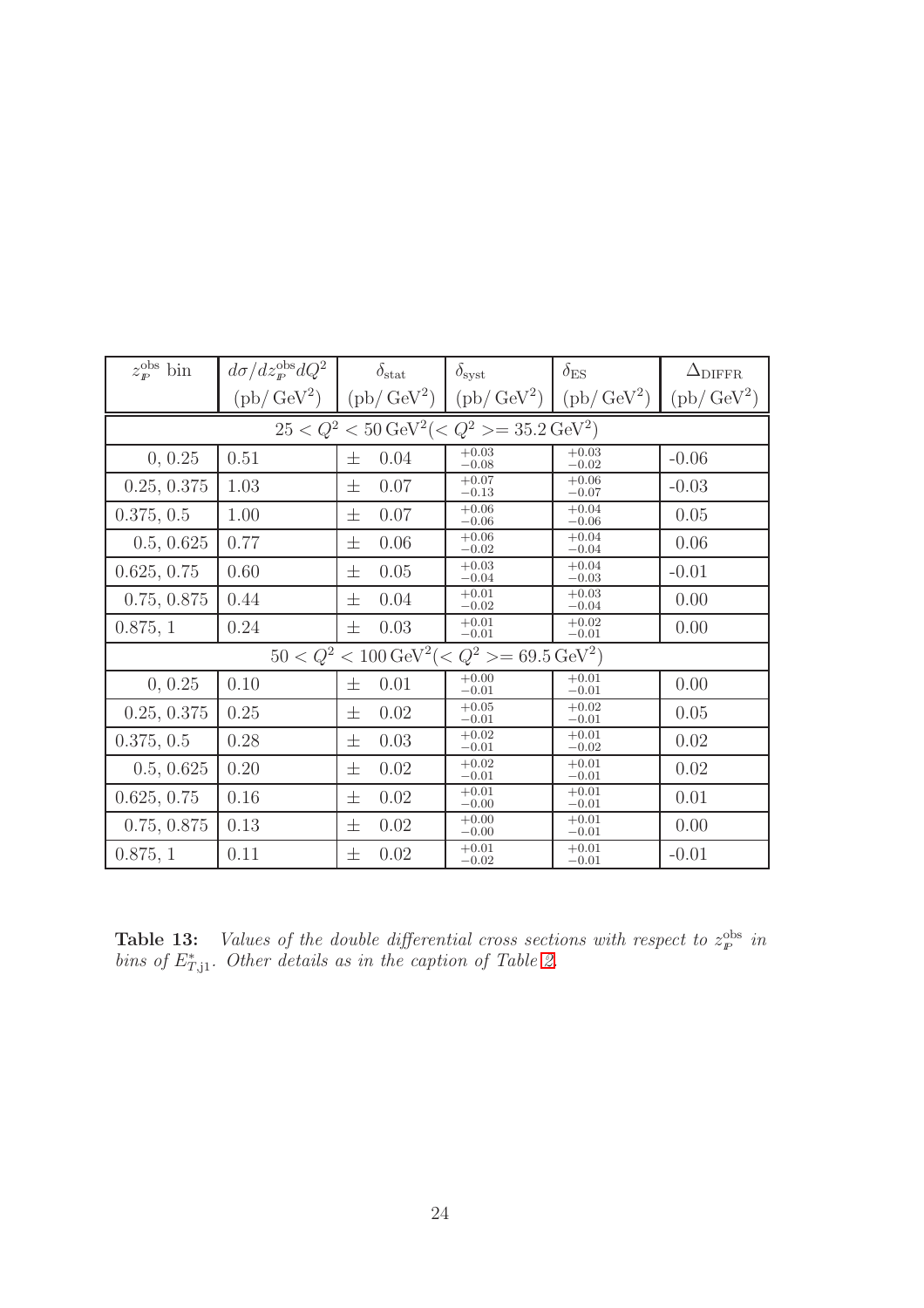| $z_{\mathbb{P}}^{\rm obs}$ bin | $d\sigma/dz_{\mathbb{P}}^{\rm obs}dQ^2$ (pb/ GeV$^2$) | $\delta_{\rm stat}$ (pb/ GeV$^2$) | $\delta_{\rm syst}$ (pb/ GeV$^2$) | $\delta_{\rm ES}$ (pb/ GeV$^2$) | $\Delta_{\rm DIFFR}$ (pb/ GeV$^2$) |
|---|---|---|---|---|---|
| $25 < Q^2 < 50\,{\rm GeV}^2 (< Q^2 >= 35.2\,{\rm GeV}^2)$ | | | | | |
| 0, 0.25 | 0.51 | ± 0.04 | $^{+0.03}_{-0.08}$ | $^{+0.03}_{-0.02}$ | -0.06 |
| 0.25, 0.375 | 1.03 | ± 0.07 | $^{+0.07}_{-0.13}$ | $^{+0.06}_{-0.07}$ | -0.03 |
| 0.375, 0.5 | 1.00 | ± 0.07 | $^{+0.06}_{-0.06}$ | $^{+0.04}_{-0.06}$ | 0.05 |
| 0.5, 0.625 | 0.77 | ± 0.06 | $^{+0.06}_{-0.02}$ | $^{+0.04}_{-0.04}$ | 0.06 |
| 0.625, 0.75 | 0.60 | ± 0.05 | $^{+0.03}_{-0.04}$ | $^{+0.04}_{-0.03}$ | -0.01 |
| 0.75, 0.875 | 0.44 | ± 0.04 | $^{+0.01}_{-0.02}$ | $^{+0.03}_{-0.04}$ | 0.00 |
| 0.875, 1 | 0.24 | ± 0.03 | $^{+0.01}_{-0.01}$ | $^{+0.02}_{-0.01}$ | 0.00 |
| $50 < Q^2 < 100\,{\rm GeV}^2 (< Q^2 >= 69.5\,{\rm GeV}^2)$ | | | | | |
| 0, 0.25 | 0.10 | ± 0.01 | $^{+0.00}_{-0.01}$ | $^{+0.01}_{-0.01}$ | 0.00 |
| 0.25, 0.375 | 0.25 | ± 0.02 | $^{+0.05}_{-0.01}$ | $^{+0.02}_{-0.01}$ | 0.05 |
| 0.375, 0.5 | 0.28 | ± 0.03 | $^{+0.02}_{-0.01}$ | $^{+0.01}_{-0.02}$ | 0.02 |
| 0.5, 0.625 | 0.20 | ± 0.02 | $^{+0.02}_{-0.01}$ | $^{+0.01}_{-0.01}$ | 0.02 |
| 0.625, 0.75 | 0.16 | ± 0.02 | $^{+0.01}_{-0.00}$ | $^{+0.01}_{-0.01}$ | 0.01 |
| 0.75, 0.875 | 0.13 | ± 0.02 | $^{+0.00}_{-0.00}$ | $^{+0.01}_{-0.01}$ | 0.00 |
| 0.875, 1 | 0.11 | ± 0.02 | $^{+0.01}_{-0.02}$ | $^{+0.01}_{-0.01}$ | -0.01 |

**Table 13:** *Values of the double differential cross sections with respect to $z_{\mathbb{P}}^{\rm obs}$ in bins of $E^*_{T,{\rm j1}}$. Other details as in the caption of Table 2.*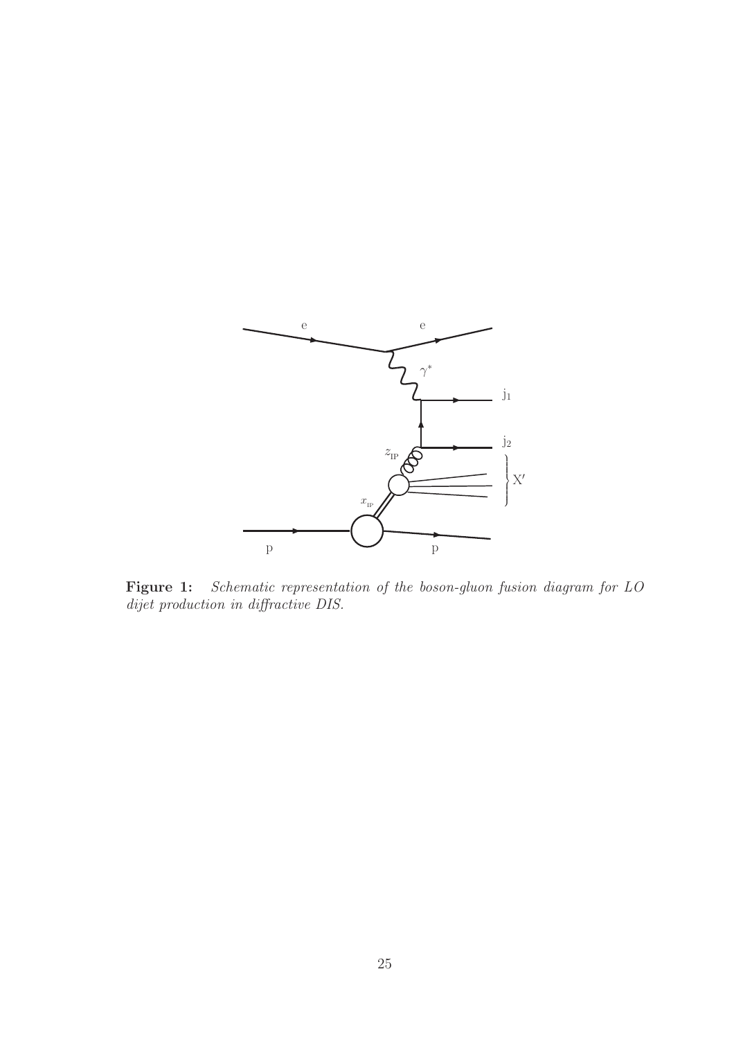**Figure 1:** *Schematic representation of the boson-gluon fusion diagram for LO dijet production in diffractive DIS.*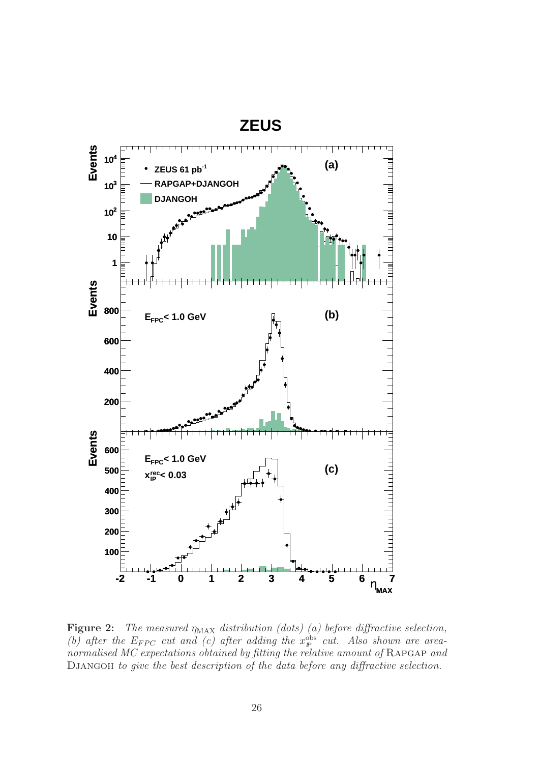**Figure 2:** *The measured $\eta_{\rm MAX}$ distribution (dots) (a) before diffractive selection, (b) after the $E_{FPC}$ cut and (c) after adding the $x_{\mathbb{P}}^{\rm obs}$ cut. Also shown are area-normalised MC expectations obtained by fitting the relative amount of* RAPGAP *and* DJANGOH *to give the best description of the data before any diffractive selection.*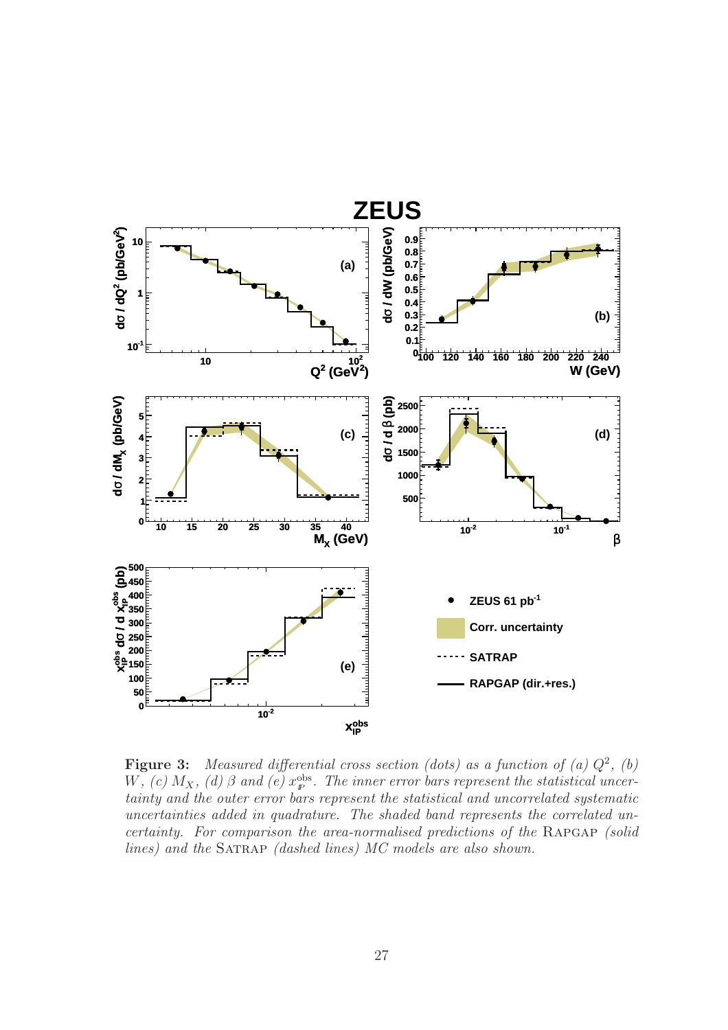**Figure 3:** *Measured differential cross section (dots) as a function of (a) $Q^2$, (b) $W$, (c) $M_X$, (d) $\beta$ and (e) $x_{I\!P}^{\rm obs}$. The inner error bars represent the statistical uncertainty and the outer error bars represent the statistical and uncorrelated systematic uncertainties added in quadrature. The shaded band represents the correlated uncertainty. For comparison the area-normalised predictions of the* RAPGAP *(solid lines) and the* SATRAP *(dashed lines) MC models are also shown.*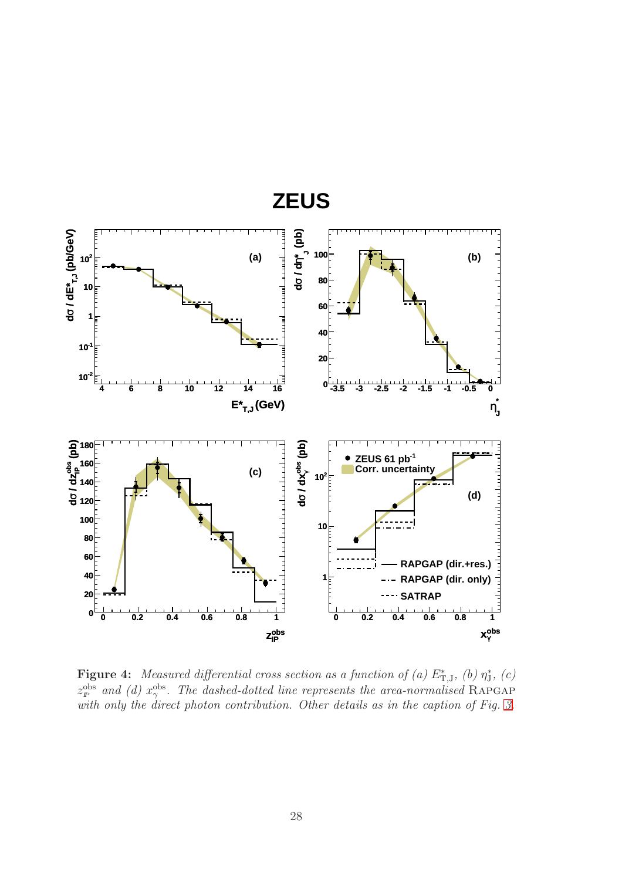**Figure 4:** *Measured differential cross section as a function of (a) $E^*_{\rm T,J}$, (b) $\eta^*_{\rm J}$, (c) $z^{\rm obs}_{I\!P}$ and (d) $x^{\rm obs}_{\gamma}$. The dashed-dotted line represents the area-normalised* RAPGAP *with only the direct photon contribution. Other details as in the caption of Fig. 3.*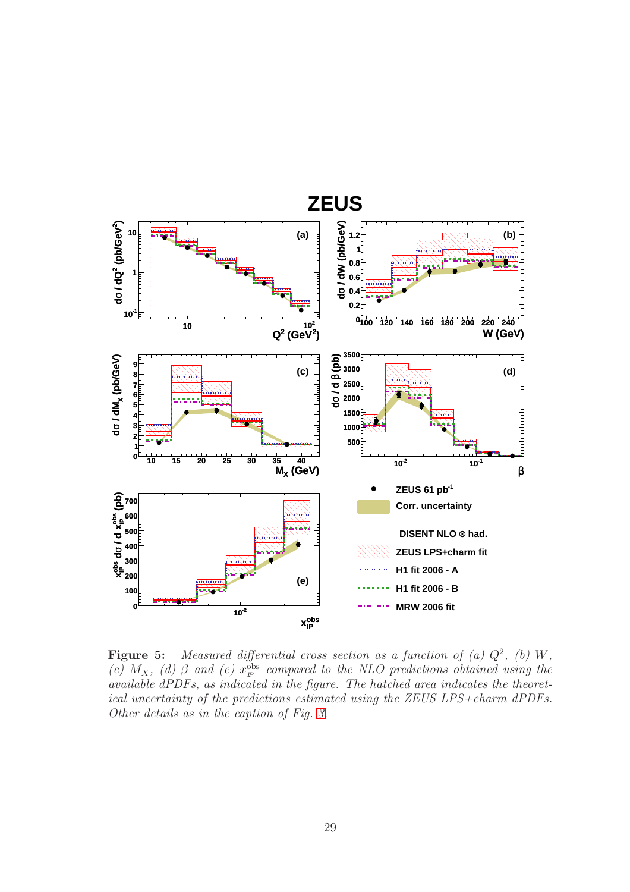**Figure 5:** *Measured differential cross section as a function of (a) $Q^2$, (b) $W$, (c) $M_X$, (d) $\beta$ and (e) $x_{I\!P}^{\mathrm{obs}}$ compared to the NLO predictions obtained using the available dPDFs, as indicated in the figure. The hatched area indicates the theoretical uncertainty of the predictions estimated using the ZEUS LPS+charm dPDFs. Other details as in the caption of Fig. 3.*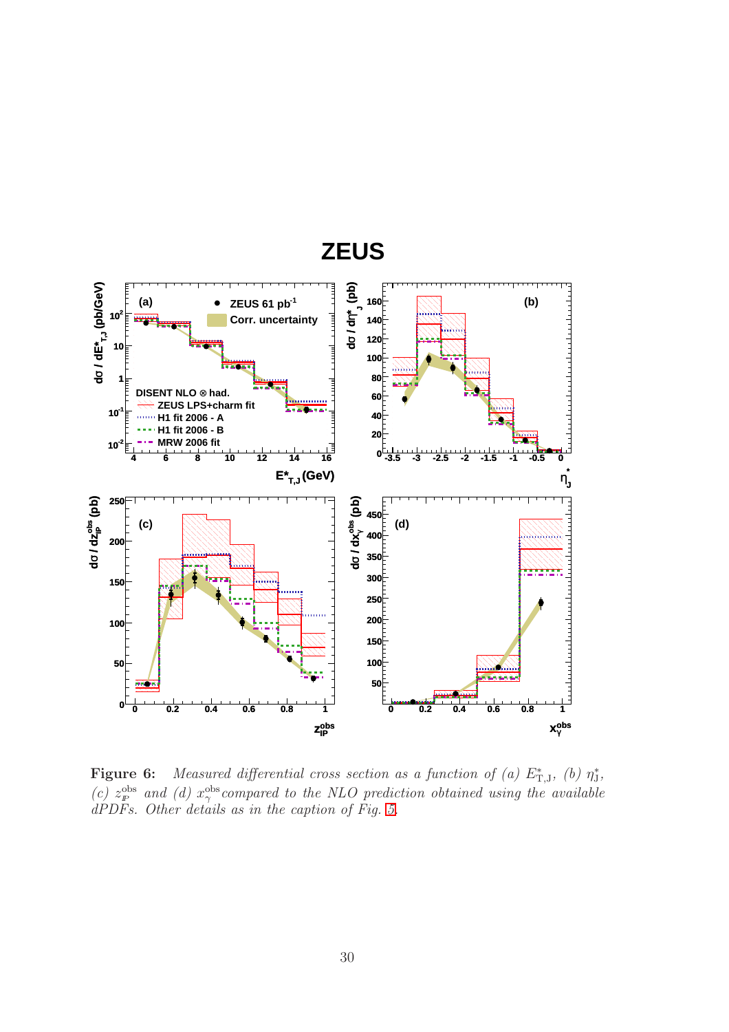**Figure 6:** *Measured differential cross section as a function of (a) $E^{*}_{\mathrm{T,J}}$, (b) $\eta^{*}_{\mathrm{J}}$, (c) $z^{\mathrm{obs}}_{I\!P}$ and (d) $x^{\mathrm{obs}}_{\gamma}$ compared to the NLO prediction obtained using the available dPDFs. Other details as in the caption of Fig. 5.*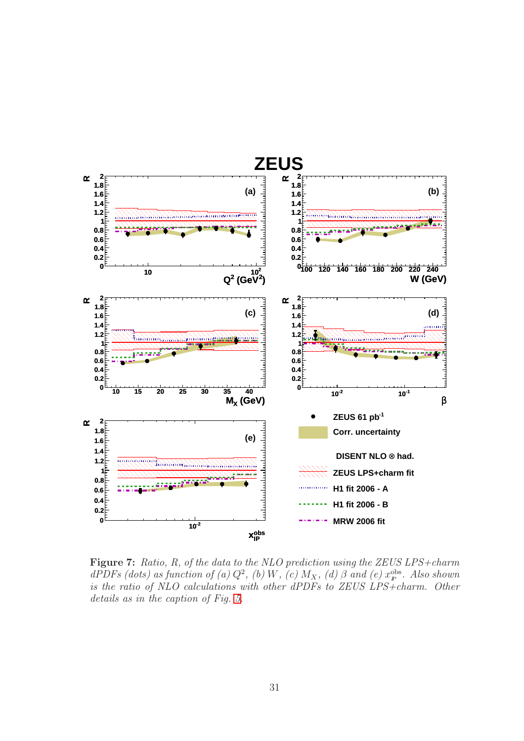**Figure 7:** *Ratio, $R$, of the data to the NLO prediction using the ZEUS LPS+charm dPDFs (dots) as function of (a) $Q^2$, (b) $W$, (c) $M_X$, (d) $\beta$ and (e) $x_{I\!P}^{\rm obs}$. Also shown is the ratio of NLO calculations with other dPDFs to ZEUS LPS+charm. Other details as in the caption of Fig. 5.*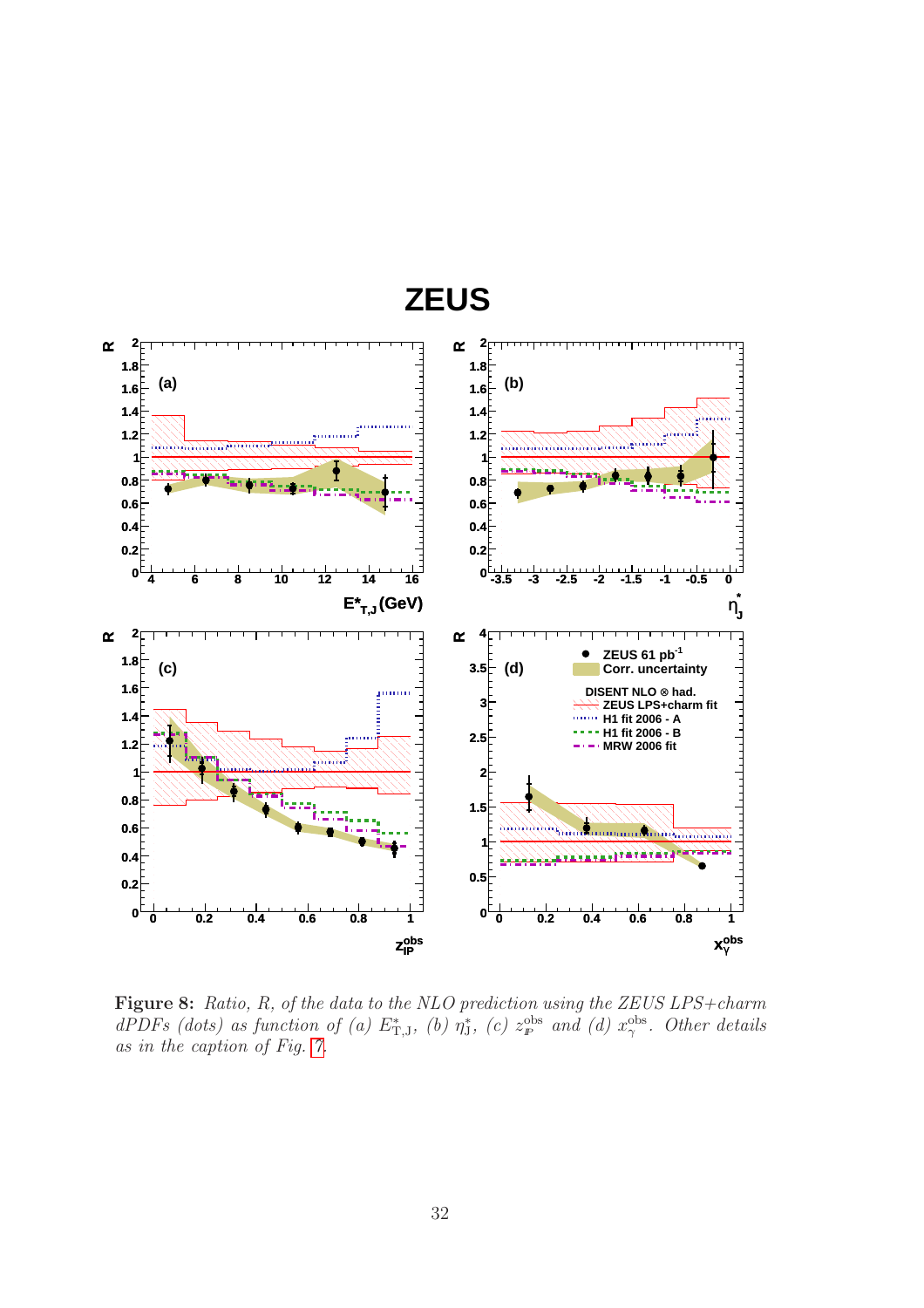**Figure 8:** *Ratio, R, of the data to the NLO prediction using the ZEUS LPS+charm dPDFs (dots) as function of (a) $E^*_{\rm T,J}$, (b) $\eta^*_{\rm J}$, (c) $z_{I\!P}^{\rm obs}$ and (d) $x_\gamma^{\rm obs}$. Other details as in the caption of Fig. 7.*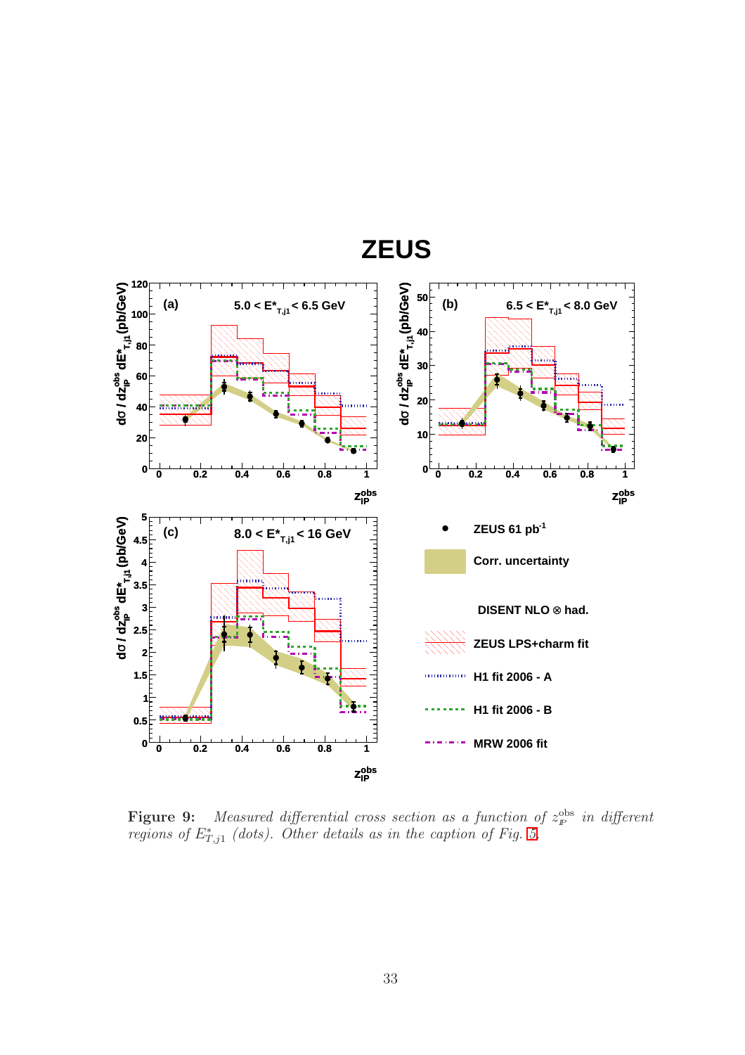**Figure 9:** *Measured differential cross section as a function of $z_{I\!P}^{\rm obs}$ in different regions of $E^*_{T,j1}$ (dots). Other details as in the caption of Fig. 5.*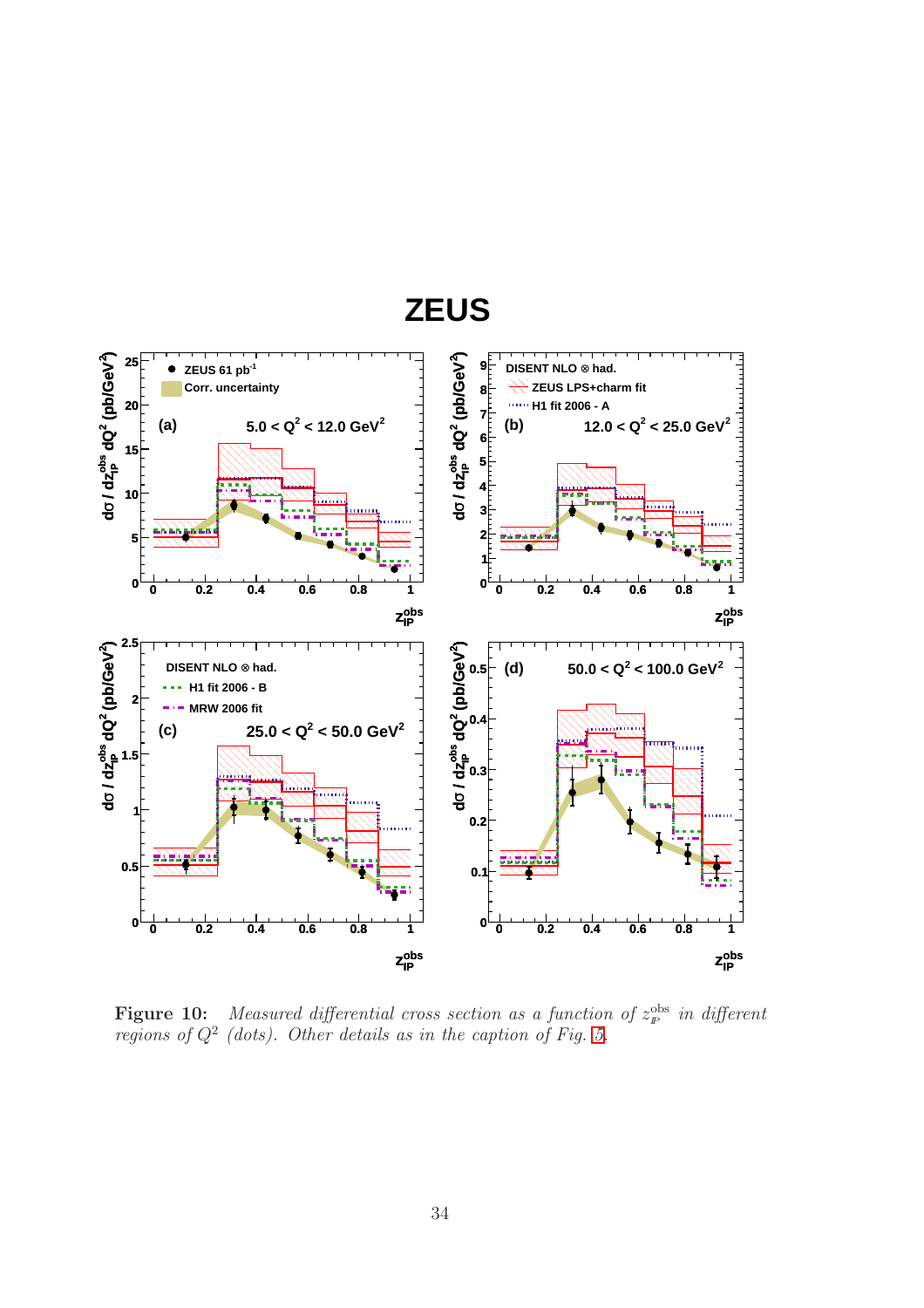ZEUS

(a) $5.0 < Q^2 < 12.0$ GeV$^2$

(b) $12.0 < Q^2 < 25.0$ GeV$^2$

(c) $25.0 < Q^2 < 50.0$ GeV$^2$

(d) $50.0 < Q^2 < 100.0$ GeV$^2$

$d\sigma / dz_{IP}^{obs} dQ^2$ (pb/GeV$^2$)

$z_{IP}^{obs}$

● ZEUS 61 pb$^{-1}$

Corr. uncertainty

DISENT NLO ⊗ had.

ZEUS LPS+charm fit

H1 fit 2006 - A

H1 fit 2006 - B

MRW 2006 fit

**Figure 10:** *Measured differential cross section as a function of $z_{IP}^{obs}$ in different regions of $Q^2$ (dots). Other details as in the caption of Fig. 5.*